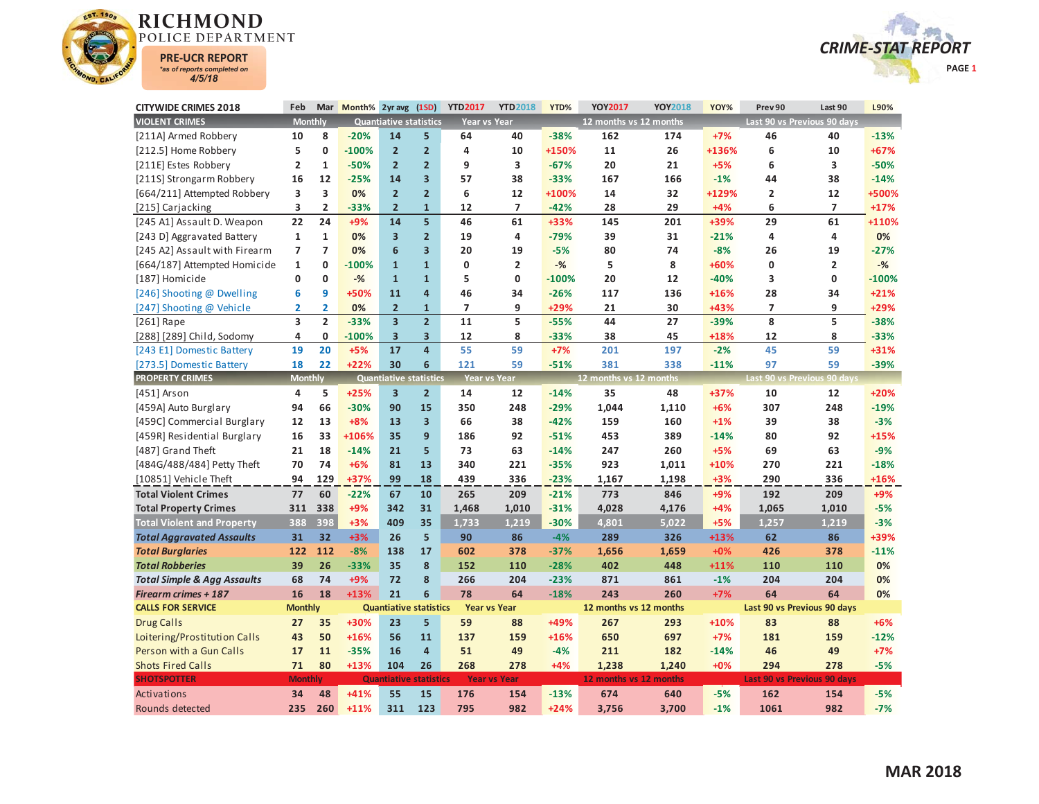# RICHMOND POLICE DEPARTMENT

**PRE-UCR REPORT**
*as of reports completed on 4/5/18*

**CRIME-STAT REPORT**

| CITYWIDE CRIMES 2018 | Feb | Mar | Month% | 2yr avg | (1SD) | YTD2017 | YTD2018 | YTD% | YOY2017 | YOY2018 | YOY% | Prev 90 | Last 90 | L90% |
|---|---|---|---|---|---|---|---|---|---|---|---|---|---|---|
| **VIOLENT CRIMES** | Monthly | | | Quantiative statistics | | Year vs Year | | | 12 months vs 12 months | | | Last 90 vs Previous 90 days | | |
| [211A] Armed Robbery | 10 | 8 | -20% | 14 | 5 | 64 | 40 | -38% | 162 | 174 | +7% | 46 | 40 | -13% |
| [212.5] Home Robbery | 5 | 0 | -100% | 2 | 2 | 4 | 10 | +150% | 11 | 26 | +136% | 6 | 10 | +67% |
| [211E] Estes Robbery | 2 | 1 | -50% | 2 | 2 | 9 | 3 | -67% | 20 | 21 | +5% | 6 | 3 | -50% |
| [211S] Strongarm Robbery | 16 | 12 | -25% | 14 | 3 | 57 | 38 | -33% | 167 | 166 | -1% | 44 | 38 | -14% |
| [664/211] Attempted Robbery | 3 | 3 | 0% | 2 | 2 | 6 | 12 | +100% | 14 | 32 | +129% | 2 | 12 | +500% |
| [215] Carjacking | 3 | 2 | -33% | 2 | 1 | 12 | 7 | -42% | 28 | 29 | +4% | 6 | 7 | +17% |
| [245 A1] Assault D. Weapon | 22 | 24 | +9% | 14 | 5 | 46 | 61 | +33% | 145 | 201 | +39% | 29 | 61 | +110% |
| [243 D] Aggravated Battery | 1 | 1 | 0% | 3 | 2 | 19 | 4 | -79% | 39 | 31 | -21% | 4 | 4 | 0% |
| [245 A2] Assault with Firearm | 7 | 7 | 0% | 6 | 3 | 20 | 19 | -5% | 80 | 74 | -8% | 26 | 19 | -27% |
| [664/187] Attempted Homicide | 1 | 0 | -100% | 1 | 1 | 0 | 2 | -% | 5 | 8 | +60% | 0 | 2 | -% |
| [187] Homicide | 0 | 0 | -% | 1 | 1 | 5 | 0 | -100% | 20 | 12 | -40% | 3 | 0 | -100% |
| [246] Shooting @ Dwelling | 6 | 9 | +50% | 11 | 4 | 46 | 34 | -26% | 117 | 136 | +16% | 28 | 34 | +21% |
| [247] Shooting @ Vehicle | 2 | 2 | 0% | 2 | 1 | 7 | 9 | +29% | 21 | 30 | +43% | 7 | 9 | +29% |
| [261] Rape | 3 | 2 | -33% | 3 | 2 | 11 | 5 | -55% | 44 | 27 | -39% | 8 | 5 | -38% |
| [288] [289] Child, Sodomy | 4 | 0 | -100% | 3 | 3 | 12 | 8 | -33% | 38 | 45 | +18% | 12 | 8 | -33% |
| [243 E1] Domestic Battery | 19 | 20 | +5% | 17 | 4 | 55 | 59 | +7% | 201 | 197 | -2% | 45 | 59 | +31% |
| [273.5] Domestic Battery | 18 | 22 | +22% | 30 | 6 | 121 | 59 | -51% | 381 | 338 | -11% | 97 | 59 | -39% |
| **PROPERTY CRIMES** | Monthly | | | Quantiative statistics | | Year vs Year | | | 12 months vs 12 months | | | Last 90 vs Previous 90 days | | |
| [451] Arson | 4 | 5 | +25% | 3 | 2 | 14 | 12 | -14% | 35 | 48 | +37% | 10 | 12 | +20% |
| [459A] Auto Burglary | 94 | 66 | -30% | 90 | 15 | 350 | 248 | -29% | 1,044 | 1,110 | +6% | 307 | 248 | -19% |
| [459C] Commercial Burglary | 12 | 13 | +8% | 13 | 3 | 66 | 38 | -42% | 159 | 160 | +1% | 39 | 38 | -3% |
| [459R] Residential Burglary | 16 | 33 | +106% | 35 | 9 | 186 | 92 | -51% | 453 | 389 | -14% | 80 | 92 | +15% |
| [487] Grand Theft | 21 | 18 | -14% | 21 | 5 | 73 | 63 | -14% | 247 | 260 | +5% | 69 | 63 | -9% |
| [484G/488/484] Petty Theft | 70 | 74 | +6% | 81 | 13 | 340 | 221 | -35% | 923 | 1,011 | +10% | 270 | 221 | -18% |
| [10851] Vehicle Theft | 94 | 129 | +37% | 99 | 18 | 439 | 336 | -23% | 1,167 | 1,198 | +3% | 290 | 336 | +16% |
| **Total Violent Crimes** | 77 | 60 | -22% | 67 | 10 | 265 | 209 | -21% | 773 | 846 | +9% | 192 | 209 | +9% |
| **Total Property Crimes** | 311 | 338 | +9% | 342 | 31 | 1,468 | 1,010 | -31% | 4,028 | 4,176 | +4% | 1,065 | 1,010 | -5% |
| **Total Violent and Property** | 388 | 398 | +3% | 409 | 35 | 1,733 | 1,219 | -30% | 4,801 | 5,022 | +5% | 1,257 | 1,219 | -3% |
| ***Total Aggravated Assaults*** | 31 | 32 | +3% | 26 | 5 | 90 | 86 | -4% | 289 | 326 | +13% | 62 | 86 | +39% |
| ***Total Burglaries*** | 122 | 112 | -8% | 138 | 17 | 602 | 378 | -37% | 1,656 | 1,659 | +0% | 426 | 378 | -11% |
| ***Total Robberies*** | 39 | 26 | -33% | 35 | 8 | 152 | 110 | -28% | 402 | 448 | +11% | 110 | 110 | 0% |
| ***Total Simple & Agg Assaults*** | 68 | 74 | +9% | 72 | 8 | 266 | 204 | -23% | 871 | 861 | -1% | 204 | 204 | 0% |
| ***Firearm crimes + 187*** | 16 | 18 | +13% | 21 | 6 | 78 | 64 | -18% | 243 | 260 | +7% | 64 | 64 | 0% |
| **CALLS FOR SERVICE** | Monthly | | | Quantiative statistics | | Year vs Year | | | 12 months vs 12 months | | | Last 90 vs Previous 90 days | | |
| Drug Calls | 27 | 35 | +30% | 23 | 5 | 59 | 88 | +49% | 267 | 293 | +10% | 83 | 88 | +6% |
| Loitering/Prostitution Calls | 43 | 50 | +16% | 56 | 11 | 137 | 159 | +16% | 650 | 697 | +7% | 181 | 159 | -12% |
| Person with a Gun Calls | 17 | 11 | -35% | 16 | 4 | 51 | 49 | -4% | 211 | 182 | -14% | 46 | 49 | +7% |
| Shots Fired Calls | 71 | 80 | +13% | 104 | 26 | 268 | 278 | +4% | 1,238 | 1,240 | +0% | 294 | 278 | -5% |
| **SHOTSPOTTER** | Monthly | | | Quantiative statistics | | Year vs Year | | | 12 months vs 12 months | | | Last 90 vs Previous 90 days | | |
| Activations | 34 | 48 | +41% | 55 | 15 | 176 | 154 | -13% | 674 | 640 | -5% | 162 | 154 | -5% |
| Rounds detected | 235 | 260 | +11% | 311 | 123 | 795 | 982 | +24% | 3,756 | 3,700 | -1% | 1061 | 982 | -7% |

**MAR 2018**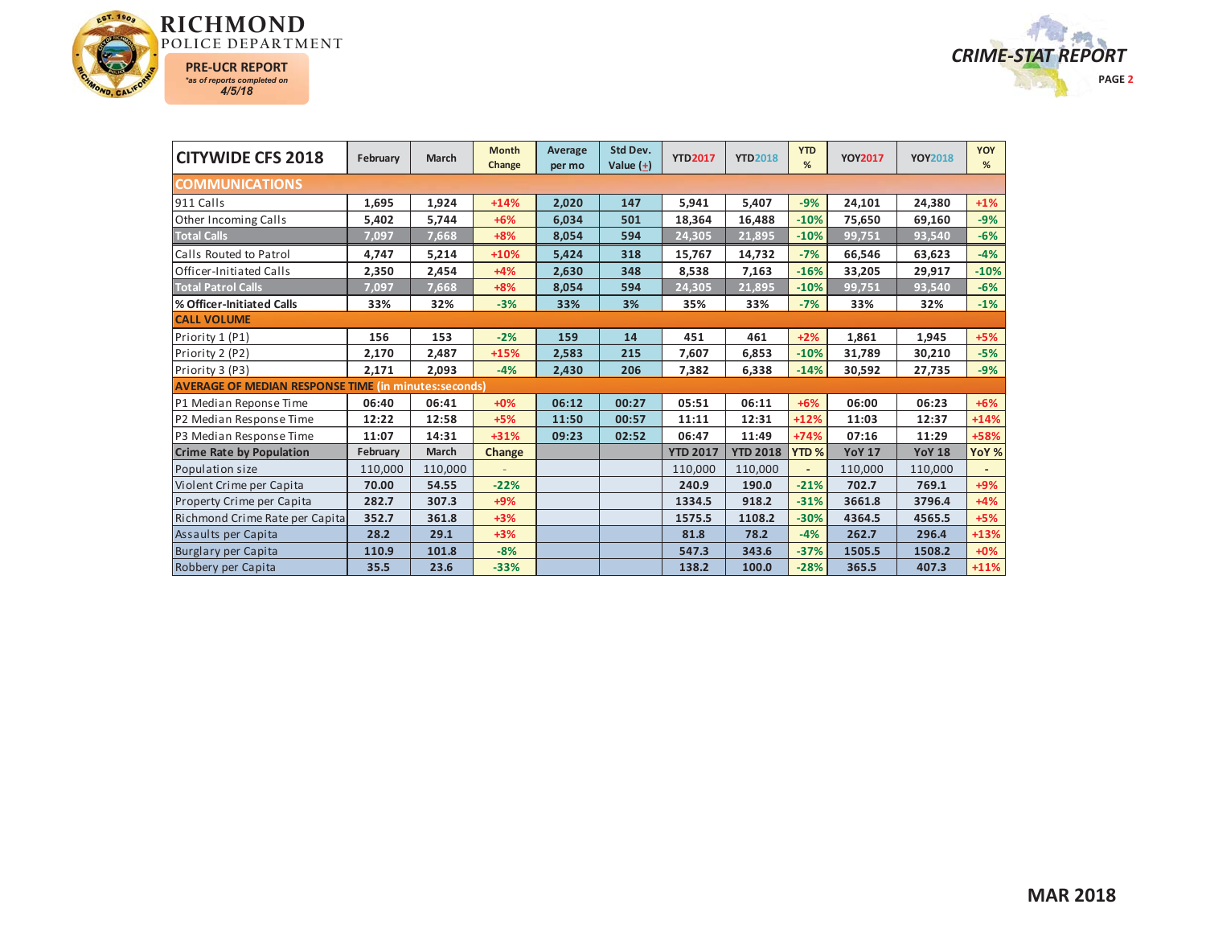# RICHMOND POLICE DEPARTMENT

**PRE-UCR REPORT**
*as of reports completed on 4/5/18*

**CRIME-STAT REPORT**

| CITYWIDE CFS 2018 | February | March | Month Change | Average per mo | Std Dev. Value (±) | YTD2017 | YTD2018 | YTD % | YOY2017 | YOY2018 | YOY % |
|---|---|---|---|---|---|---|---|---|---|---|---|
| **COMMUNICATIONS** | | | | | | | | | | | |
| 911 Calls | 1,695 | 1,924 | +14% | 2,020 | 147 | 5,941 | 5,407 | -9% | 24,101 | 24,380 | +1% |
| Other Incoming Calls | 5,402 | 5,744 | +6% | 6,034 | 501 | 18,364 | 16,488 | -10% | 75,650 | 69,160 | -9% |
| **Total Calls** | 7,097 | 7,668 | +8% | 8,054 | 594 | 24,305 | 21,895 | -10% | 99,751 | 93,540 | -6% |
| Calls Routed to Patrol | 4,747 | 5,214 | +10% | 5,424 | 318 | 15,767 | 14,732 | -7% | 66,546 | 63,623 | -4% |
| Officer-Initiated Calls | 2,350 | 2,454 | +4% | 2,630 | 348 | 8,538 | 7,163 | -16% | 33,205 | 29,917 | -10% |
| **Total Patrol Calls** | 7,097 | 7,668 | +8% | 8,054 | 594 | 24,305 | 21,895 | -10% | 99,751 | 93,540 | -6% |
| **% Officer-Initiated Calls** | 33% | 32% | -3% | 33% | 3% | 35% | 33% | -7% | 33% | 32% | -1% |
| **CALL VOLUME** | | | | | | | | | | | |
| Priority 1 (P1) | 156 | 153 | -2% | 159 | 14 | 451 | 461 | +2% | 1,861 | 1,945 | +5% |
| Priority 2 (P2) | 2,170 | 2,487 | +15% | 2,583 | 215 | 7,607 | 6,853 | -10% | 31,789 | 30,210 | -5% |
| Priority 3 (P3) | 2,171 | 2,093 | -4% | 2,430 | 206 | 7,382 | 6,338 | -14% | 30,592 | 27,735 | -9% |
| **AVERAGE OF MEDIAN RESPONSE TIME (in minutes:seconds)** | | | | | | | | | | | |
| P1 Median Reponse Time | 06:40 | 06:41 | +0% | 06:12 | 00:27 | 05:51 | 06:11 | +6% | 06:00 | 06:23 | +6% |
| P2 Median Response Time | 12:22 | 12:58 | +5% | 11:50 | 00:57 | 11:11 | 12:31 | +12% | 11:03 | 12:37 | +14% |
| P3 Median Response Time | 11:07 | 14:31 | +31% | 09:23 | 02:52 | 06:47 | 11:49 | +74% | 07:16 | 11:29 | +58% |
| **Crime Rate by Population** | **February** | **March** | **Change** | | | **YTD 2017** | **YTD 2018** | **YTD %** | **YoY 17** | **YoY 18** | **YoY %** |
| Population size | 110,000 | 110,000 | - | | | 110,000 | 110,000 | - | 110,000 | 110,000 | - |
| Violent Crime per Capita | 70.00 | 54.55 | -22% | | | 240.9 | 190.0 | -21% | 702.7 | 769.1 | +9% |
| Property Crime per Capita | 282.7 | 307.3 | +9% | | | 1334.5 | 918.2 | -31% | 3661.8 | 3796.4 | +4% |
| Richmond Crime Rate per Capita | 352.7 | 361.8 | +3% | | | 1575.5 | 1108.2 | -30% | 4364.5 | 4565.5 | +5% |
| Assaults per Capita | 28.2 | 29.1 | +3% | | | 81.8 | 78.2 | -4% | 262.7 | 296.4 | +13% |
| Burglary per Capita | 110.9 | 101.8 | -8% | | | 547.3 | 343.6 | -37% | 1505.5 | 1508.2 | +0% |
| Robbery per Capita | 35.5 | 23.6 | -33% | | | 138.2 | 100.0 | -28% | 365.5 | 407.3 | +11% |

**MAR 2018**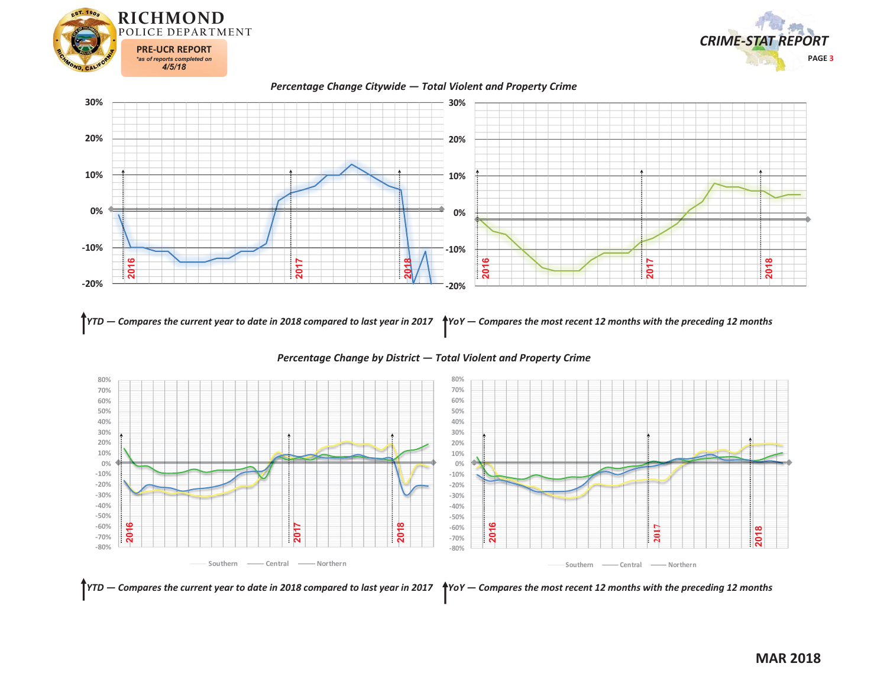RICHMOND POLICE DEPARTMENT

PRE-UCR REPORT
*as of reports completed on
4/5/18

CRIME-STAT REPORT

## Percentage Change Citywide — Total Violent and Property Crime

30%
20%
10%
0%
-10%
-20%

2016 2017 2018

↑YTD — Compares the current year to date in 2018 compared to last year in 2017

↑YoY — Compares the most recent 12 months with the preceding 12 months

## Percentage Change by District — Total Violent and Property Crime

80%
70%
60%
50%
40%
30%
20%
10%
0%
-10%
-20%
-30%
-40%
-50%
-60%
-70%
-80%

2016 2017 2018

Southern — Central — Northern

↑YTD — Compares the current year to date in 2018 compared to last year in 2017

↑YoY — Compares the most recent 12 months with the preceding 12 months

MAR 2018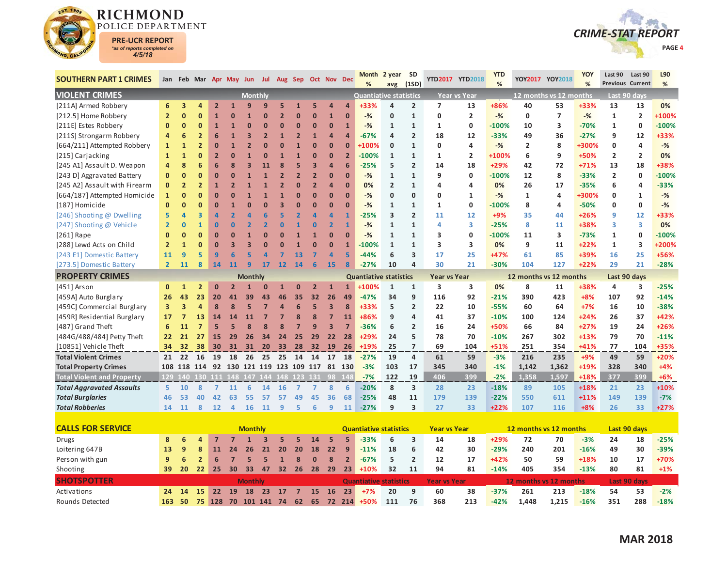# RICHMOND POLICE DEPARTMENT

**PRE-UCR REPORT**
*as of reports completed on*
*4/5/18*

## CRIME-STAT REPORT

| SOUTHERN PART 1 CRIMES | Jan | Feb | Mar | Apr | May | Jun | Jul | Aug | Sep | Oct | Nov | Dec | Month % | 2 year avg | SD (1SD) | YTD2017 | YTD2018 | YTD % | YOY2017 | YOY2018 | YOY % | Last 90 Previous | Last 90 Current | L90 % |
|---|---|---|---|---|---|---|---|---|---|---|---|---|---|---|---|---|---|---|---|---|---|---|---|---|
| **VIOLENT CRIMES** | Monthly | | | | | | | | | | | | Quantiative statistics | | | Year vs Year | | | 12 months vs 12 months | | | Last 90 days | | |
| [211A] Armed Robbery | 6 | 3 | 4 | 2 | 1 | 9 | 9 | 5 | 1 | 5 | 4 | 4 | +33% | 4 | 2 | 7 | 13 | +86% | 40 | 53 | +33% | 13 | 13 | 0% |
| [212.5] Home Robbery | 2 | 0 | 0 | 1 | 0 | 1 | 0 | 2 | 0 | 0 | 1 | 0 | -% | 0 | 1 | 0 | 2 | -% | 0 | 7 | -% | 1 | 2 | +100% |
| [211E] Estes Robbery | 0 | 0 | 0 | 1 | 1 | 0 | 0 | 0 | 0 | 0 | 0 | 1 | -% | 1 | 1 | 1 | 0 | -100% | 10 | 3 | -70% | 1 | 0 | -100% |
| [211S] Strongarm Robbery | 4 | 6 | 2 | 6 | 1 | 3 | 2 | 1 | 2 | 1 | 4 | 4 | -67% | 4 | 2 | 18 | 12 | -33% | 49 | 36 | -27% | 9 | 12 | +33% |
| [664/211] Attempted Robbery | 1 | 1 | 2 | 0 | 1 | 2 | 0 | 0 | 1 | 0 | 0 | 0 | +100% | 0 | 1 | 0 | 4 | -% | 2 | 8 | +300% | 0 | 4 | -% |
| [215] Carjacking | 1 | 1 | 0 | 2 | 0 | 1 | 0 | 1 | 1 | 0 | 0 | 2 | -100% | 1 | 1 | 1 | 2 | +100% | 6 | 9 | +50% | 2 | 2 | 0% |
| [245 A1] Assault D. Weapon | 4 | 8 | 6 | 6 | 8 | 3 | 11 | 8 | 5 | 3 | 4 | 6 | -25% | 5 | 2 | 14 | 18 | +29% | 42 | 72 | +71% | 13 | 18 | +38% |
| [243 D] Aggravated Battery | 0 | 0 | 0 | 0 | 0 | 1 | 1 | 2 | 2 | 2 | 0 | 0 | -% | 1 | 1 | 9 | 0 | -100% | 12 | 8 | -33% | 2 | 0 | -100% |
| [245 A2] Assault with Firearm | 0 | 2 | 2 | 1 | 2 | 1 | 1 | 2 | 0 | 2 | 4 | 0 | 0% | 2 | 1 | 4 | 4 | 0% | 26 | 17 | -35% | 6 | 4 | -33% |
| [664/187] Attempted Homicide | 1 | 0 | 0 | 0 | 0 | 1 | 1 | 1 | 0 | 0 | 0 | 0 | -% | 0 | 0 | 0 | 1 | -% | 1 | 4 | +300% | 0 | 1 | -% |
| [187] Homicide | 0 | 0 | 0 | 0 | 1 | 0 | 0 | 3 | 0 | 0 | 0 | 0 | -% | 1 | 1 | 1 | 0 | -100% | 8 | 4 | -50% | 0 | 0 | -% |
| [246] Shooting @ Dwelling | 5 | 4 | 3 | 4 | 2 | 4 | 6 | 5 | 2 | 4 | 4 | 1 | -25% | 3 | 2 | 11 | 12 | +9% | 35 | 44 | +26% | 9 | 12 | +33% |
| [247] Shooting @ Vehicle | 2 | 0 | 1 | 0 | 0 | 2 | 2 | 0 | 1 | 0 | 2 | 1 | -% | 1 | 1 | 4 | 3 | -25% | 8 | 11 | +38% | 3 | 3 | 0% |
| [261] Rape | 0 | 0 | 0 | 0 | 0 | 1 | 0 | 0 | 1 | 1 | 0 | 0 | -% | 1 | 1 | 3 | 0 | -100% | 11 | 3 | -73% | 1 | 0 | -100% |
| [288] Lewd Acts on Child | 2 | 1 | 0 | 0 | 3 | 3 | 0 | 0 | 1 | 0 | 0 | 1 | -100% | 1 | 1 | 3 | 3 | 0% | 9 | 11 | +22% | 1 | 3 | +200% |
| [243 E1] Domestic Battery | 11 | 9 | 5 | 9 | 6 | 5 | 4 | 7 | 13 | 7 | 4 | 5 | -44% | 6 | 3 | 17 | 25 | +47% | 61 | 85 | +39% | 16 | 25 | +56% |
| [273.5] Domestic Battery | 2 | 11 | 8 | 14 | 11 | 9 | 17 | 12 | 14 | 6 | 15 | 8 | -27% | 10 | 4 | 30 | 21 | -30% | 104 | 127 | +22% | 29 | 21 | -28% |
| **PROPERTY CRIMES** | Monthly | | | | | | | | | | | | Quantiative statistics | | | Year vs Year | | | 12 months vs 12 months | | | Last 90 days | | |
| [451] Arson | 0 | 1 | 2 | 0 | 2 | 1 | 0 | 1 | 0 | 2 | 1 | 1 | +100% | 1 | 1 | 3 | 3 | 0% | 8 | 11 | +38% | 4 | 3 | -25% |
| [459A] Auto Burglary | 26 | 43 | 23 | 20 | 41 | 39 | 43 | 46 | 35 | 32 | 26 | 49 | -47% | 34 | 9 | 116 | 92 | -21% | 390 | 423 | +8% | 107 | 92 | -14% |
| [459C] Commercial Burglary | 3 | 3 | 4 | 8 | 8 | 5 | 7 | 4 | 6 | 5 | 3 | 8 | +33% | 5 | 2 | 22 | 10 | -55% | 60 | 64 | +7% | 16 | 10 | -38% |
| [459R] Residential Burglary | 17 | 7 | 13 | 14 | 14 | 11 | 7 | 7 | 8 | 8 | 7 | 11 | +86% | 9 | 4 | 41 | 37 | -10% | 100 | 124 | +24% | 26 | 37 | +42% |
| [487] Grand Theft | 6 | 11 | 7 | 5 | 5 | 8 | 8 | 8 | 7 | 9 | 3 | 7 | -36% | 6 | 2 | 16 | 24 | +50% | 66 | 84 | +27% | 19 | 24 | +26% |
| [484G/488/484] Petty Theft | 22 | 21 | 27 | 15 | 29 | 26 | 34 | 24 | 25 | 29 | 22 | 28 | +29% | 24 | 5 | 78 | 70 | -10% | 267 | 302 | +13% | 79 | 70 | -11% |
| [10851] Vehicle Theft | 34 | 32 | 38 | 30 | 31 | 31 | 20 | 33 | 28 | 32 | 19 | 26 | +19% | 25 | 7 | 69 | 104 | +51% | 251 | 354 | +41% | 77 | 104 | +35% |
| **Total Violent Crimes** | 21 | 22 | 16 | 19 | 18 | 26 | 25 | 25 | 14 | 14 | 17 | 18 | -27% | 19 | 4 | 61 | 59 | -3% | 216 | 235 | +9% | 49 | 59 | +20% |
| **Total Property Crimes** | 108 | 118 | 114 | 92 | 130 | 121 | 119 | 123 | 109 | 117 | 81 | 130 | -3% | 103 | 17 | 345 | 340 | -1% | 1,142 | 1,362 | +19% | 328 | 340 | +4% |
| **Total Violent and Property** | 129 | 140 | 130 | 111 | 148 | 147 | 144 | 148 | 123 | 131 | 98 | 148 | -7% | 122 | 19 | 406 | 399 | -2% | 1,358 | 1,597 | +18% | 377 | 399 | +6% |
| ***Total Aggravated Assaults*** | 5 | 10 | 8 | 7 | 11 | 6 | 14 | 16 | 7 | 7 | 8 | 6 | -20% | 8 | 3 | 28 | 23 | -18% | 89 | 105 | +18% | 21 | 23 | +10% |
| ***Total Burglaries*** | 46 | 53 | 40 | 42 | 63 | 55 | 57 | 57 | 49 | 45 | 36 | 68 | -25% | 48 | 11 | 179 | 139 | -22% | 550 | 611 | +11% | 149 | 139 | -7% |
| ***Total Robberies*** | 14 | 11 | 8 | 12 | 4 | 16 | 11 | 9 | 5 | 6 | 9 | 11 | -27% | 9 | 3 | 27 | 33 | +22% | 107 | 116 | +8% | 26 | 33 | +27% |

| CALLS FOR SERVICE | Jan | Feb | Mar | Apr | May | Jun | Jul | Aug | Sep | Oct | Nov | Dec | Month % | 2 year avg | SD (1SD) | YTD2017 | YTD2018 | YTD % | YOY2017 | YOY2018 | YOY % | Last 90 Previous | Last 90 Current | L90 % |
|---|---|---|---|---|---|---|---|---|---|---|---|---|---|---|---|---|---|---|---|---|---|---|---|---|
| | Monthly | | | | | | | | | | | | Quantiative statistics | | | Year vs Year | | | 12 months vs 12 months | | | Last 90 days | | |
| Drugs | 8 | 6 | 4 | 7 | 7 | 1 | 3 | 5 | 5 | 14 | 5 | 5 | -33% | 6 | 3 | 14 | 18 | +29% | 72 | 70 | -3% | 24 | 18 | -25% |
| Loitering 647B | 13 | 9 | 8 | 11 | 24 | 26 | 21 | 20 | 20 | 18 | 22 | 9 | -11% | 18 | 6 | 42 | 30 | -29% | 240 | 201 | -16% | 49 | 30 | -39% |
| Person with gun | 9 | 6 | 2 | 6 | 7 | 5 | 5 | 1 | 8 | 0 | 8 | 2 | -67% | 5 | 2 | 12 | 17 | +42% | 50 | 59 | +18% | 10 | 17 | +70% |
| Shooting | 39 | 20 | 22 | 25 | 30 | 33 | 47 | 32 | 26 | 28 | 29 | 23 | +10% | 32 | 11 | 94 | 81 | -14% | 405 | 354 | -13% | 80 | 81 | +1% |
| **SHOTSPOTTER** | Monthly | | | | | | | | | | | | Quantiative statistics | | | Year vs Year | | | 12 months vs 12 months | | | Last 90 days | | |
| Activations | 24 | 14 | 15 | 22 | 19 | 18 | 23 | 17 | 7 | 15 | 16 | 23 | +7% | 20 | 9 | 60 | 38 | -37% | 261 | 213 | -18% | 54 | 53 | -2% |
| Rounds Detected | 163 | 50 | 75 | 128 | 70 | 101 | 141 | 74 | 62 | 65 | 72 | 214 | +50% | 111 | 76 | 368 | 213 | -42% | 1,448 | 1,215 | -16% | 351 | 288 | -18% |

**MAR 2018**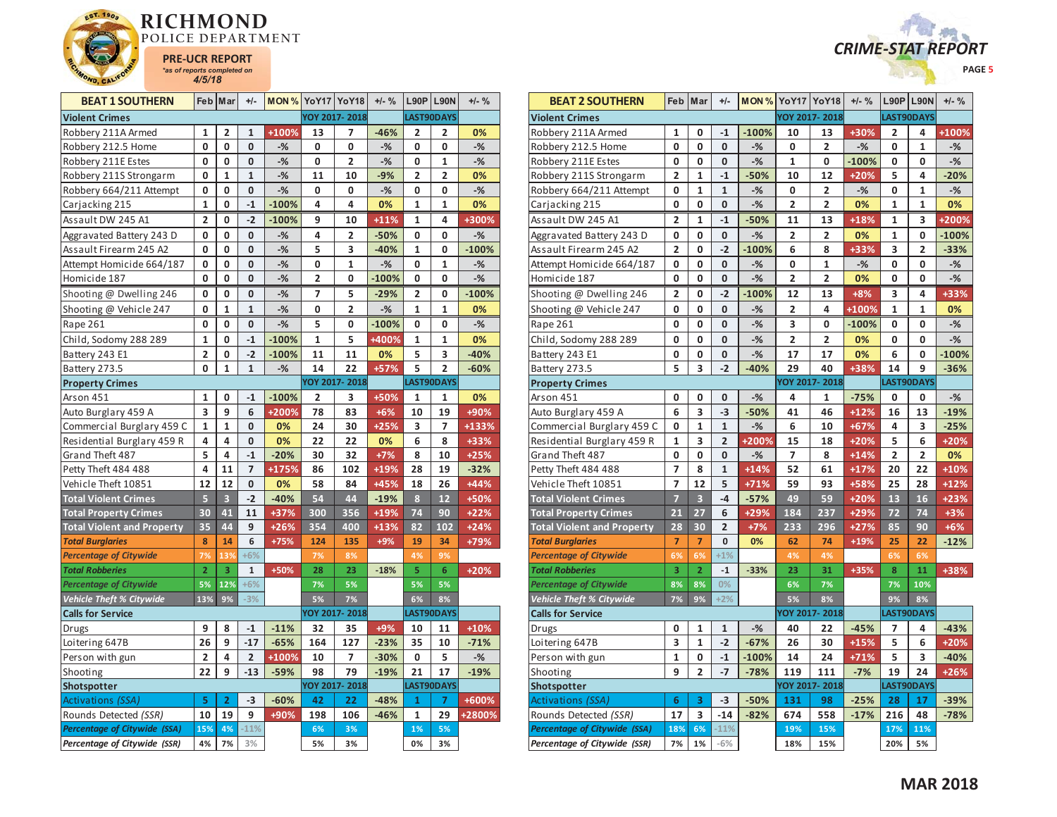# RICHMOND POLICE DEPARTMENT

**PRE-UCR REPORT**
*as of reports completed on 4/5/18

**CRIME-STAT REPORT**

**MAR 2018**

| BEAT 1 SOUTHERN | Feb | Mar | +/- | MON % | YoY17 | YoY18 | +/- % | L90P | L90N | +/- % |
|---|---|---|---|---|---|---|---|---|---|---|
| **Violent Crimes** | | | | | YOY 2017- 2018 | | | LAST90DAYS | | |
| Robbery 211A Armed | 1 | 2 | 1 | +100% | 13 | 7 | -46% | 2 | 2 | 0% |
| Robbery 212.5 Home | 0 | 0 | 0 | -% | 0 | 0 | -% | 0 | 0 | -% |
| Robbery 211E Estes | 0 | 0 | 0 | -% | 0 | 2 | -% | 0 | 1 | -% |
| Robbery 211S Strongarm | 0 | 1 | 1 | -% | 11 | 10 | -9% | 2 | 2 | 0% |
| Robbery 664/211 Attempt | 0 | 0 | 0 | -% | 0 | 0 | -% | 0 | 0 | -% |
| Carjacking 215 | 1 | 0 | -1 | -100% | 4 | 4 | 0% | 1 | 1 | 0% |
| Assault DW 245 A1 | 2 | 0 | -2 | -100% | 9 | 10 | +11% | 1 | 4 | +300% |
| Aggravated Battery 243 D | 0 | 0 | 0 | -% | 4 | 2 | -50% | 0 | 0 | -% |
| Assault Firearm 245 A2 | 0 | 0 | 0 | -% | 5 | 3 | -40% | 1 | 0 | -100% |
| Attempt Homicide 664/187 | 0 | 0 | 0 | -% | 0 | 1 | -% | 0 | 1 | -% |
| Homicide 187 | 0 | 0 | 0 | -% | 2 | 0 | -100% | 0 | 0 | -% |
| Shooting @ Dwelling 246 | 0 | 0 | 0 | -% | 7 | 5 | -29% | 2 | 0 | -100% |
| Shooting @ Vehicle 247 | 0 | 1 | 1 | -% | 0 | 2 | -% | 1 | 1 | 0% |
| Rape 261 | 0 | 0 | 0 | -% | 5 | 0 | -100% | 0 | 0 | -% |
| Child, Sodomy 288 289 | 1 | 0 | -1 | -100% | 1 | 5 | +400% | 1 | 1 | 0% |
| Battery 243 E1 | 2 | 0 | -2 | -100% | 11 | 11 | 0% | 5 | 3 | -40% |
| Battery 273.5 | 0 | 1 | 1 | -% | 14 | 22 | +57% | 5 | 2 | -60% |
| **Property Crimes** | | | | | YOY 2017- 2018 | | | LAST90DAYS | | |
| Arson 451 | 1 | 0 | -1 | -100% | 2 | 3 | +50% | 1 | 1 | 0% |
| Auto Burglary 459 A | 3 | 9 | 6 | +200% | 78 | 83 | +6% | 10 | 19 | +90% |
| Commercial Burglary 459 C | 1 | 1 | 0 | 0% | 24 | 30 | +25% | 3 | 7 | +133% |
| Residential Burglary 459 R | 4 | 4 | 0 | 0% | 22 | 22 | 0% | 6 | 8 | +33% |
| Grand Theft 487 | 5 | 4 | -1 | -20% | 30 | 32 | +7% | 8 | 10 | +25% |
| Petty Theft 484 488 | 4 | 11 | 7 | +175% | 86 | 102 | +19% | 28 | 19 | -32% |
| Vehicle Theft 10851 | 12 | 12 | 0 | 0% | 58 | 84 | +45% | 18 | 26 | +44% |
| **Total Violent Crimes** | 5 | 3 | -2 | -40% | 54 | 44 | -19% | 8 | 12 | +50% |
| **Total Property Crimes** | 30 | 41 | 11 | +37% | 300 | 356 | +19% | 74 | 90 | +22% |
| **Total Violent and Property** | 35 | 44 | 9 | +26% | 354 | 400 | +13% | 82 | 102 | +24% |
| ***Total Burglaries*** | 8 | 14 | 6 | +75% | 124 | 135 | +9% | 19 | 34 | +79% |
| *Percentage of Citywide* | 7% | 13% | +6% | | 7% | 8% | | 4% | 9% | |
| ***Total Robberies*** | 2 | 3 | 1 | +50% | 28 | 23 | -18% | 5 | 6 | +20% |
| *Percentage of Citywide* | 5% | 12% | +6% | | 7% | 5% | | 5% | 5% | |
| *Vehicle Theft % Citywide* | 13% | 9% | -3% | | 5% | 7% | | 6% | 8% | |
| **Calls for Service** | | | | | YOY 2017- 2018 | | | LAST90DAYS | | |
| Drugs | 9 | 8 | -1 | -11% | 32 | 35 | +9% | 10 | 11 | +10% |
| Loitering 647B | 26 | 9 | -17 | -65% | 164 | 127 | -23% | 35 | 10 | -71% |
| Person with gun | 2 | 4 | 2 | +100% | 10 | 7 | -30% | 0 | 5 | -% |
| Shooting | 22 | 9 | -13 | -59% | 98 | 79 | -19% | 21 | 17 | -19% |
| **Shotspotter** | | | | | YOY 2017- 2018 | | | LAST90DAYS | | |
| *Activations (SSA)* | 5 | 2 | -3 | -60% | 42 | 22 | -48% | 1 | 7 | +600% |
| *Rounds Detected (SSR)* | 10 | 19 | 9 | +90% | 198 | 106 | -46% | 1 | 29 | +2800% |
| ***Percentage of Citywide (SSA)*** | 15% | 4% | -11% | | 6% | 3% | | 1% | 5% | |
| ***Percentage of Citywide (SSR)*** | 4% | 7% | 3% | | 5% | 3% | | 0% | 3% | |

| BEAT 2 SOUTHERN | Feb | Mar | +/- | MON % | YoY17 | YoY18 | +/- % | L90P | L90N | +/- % |
|---|---|---|---|---|---|---|---|---|---|---|
| **Violent Crimes** | | | | | YOY 2017- 2018 | | | LAST90DAYS | | |
| Robbery 211A Armed | 1 | 0 | -1 | -100% | 10 | 13 | +30% | 2 | 4 | +100% |
| Robbery 212.5 Home | 0 | 0 | 0 | -% | 0 | 2 | -% | 0 | 1 | -% |
| Robbery 211E Estes | 0 | 0 | 0 | -% | 1 | 0 | -100% | 0 | 0 | -% |
| Robbery 211S Strongarm | 2 | 1 | -1 | -50% | 10 | 12 | +20% | 5 | 4 | -20% |
| Robbery 664/211 Attempt | 0 | 1 | 1 | -% | 0 | 2 | -% | 0 | 1 | -% |
| Carjacking 215 | 0 | 0 | 0 | -% | 2 | 2 | 0% | 1 | 1 | 0% |
| Assault DW 245 A1 | 2 | 1 | -1 | -50% | 11 | 13 | +18% | 1 | 3 | +200% |
| Aggravated Battery 243 D | 0 | 0 | 0 | -% | 2 | 2 | 0% | 1 | 0 | -100% |
| Assault Firearm 245 A2 | 2 | 0 | -2 | -100% | 6 | 8 | +33% | 3 | 2 | -33% |
| Attempt Homicide 664/187 | 0 | 0 | 0 | -% | 0 | 1 | -% | 0 | 0 | -% |
| Homicide 187 | 0 | 0 | 0 | -% | 2 | 2 | 0% | 0 | 0 | -% |
| Shooting @ Dwelling 246 | 2 | 0 | -2 | -100% | 12 | 13 | +8% | 3 | 4 | +33% |
| Shooting @ Vehicle 247 | 0 | 0 | 0 | -% | 2 | 4 | +100% | 1 | 1 | 0% |
| Rape 261 | 0 | 0 | 0 | -% | 3 | 0 | -100% | 0 | 0 | -% |
| Child, Sodomy 288 289 | 0 | 0 | 0 | -% | 2 | 2 | 0% | 0 | 0 | -% |
| Battery 243 E1 | 0 | 0 | 0 | -% | 17 | 17 | 0% | 6 | 0 | -100% |
| Battery 273.5 | 5 | 3 | -2 | -40% | 29 | 40 | +38% | 14 | 9 | -36% |
| **Property Crimes** | | | | | YOY 2017- 2018 | | | LAST90DAYS | | |
| Arson 451 | 0 | 0 | 0 | -% | 4 | 1 | -75% | 0 | 0 | -% |
| Auto Burglary 459 A | 6 | 3 | -3 | -50% | 41 | 46 | +12% | 16 | 13 | -19% |
| Commercial Burglary 459 C | 0 | 1 | 1 | -% | 6 | 10 | +67% | 4 | 3 | -25% |
| Residential Burglary 459 R | 1 | 3 | 2 | +200% | 15 | 18 | +20% | 5 | 6 | +20% |
| Grand Theft 487 | 0 | 0 | 0 | -% | 7 | 8 | +14% | 2 | 2 | 0% |
| Petty Theft 484 488 | 7 | 8 | 1 | +14% | 52 | 61 | +17% | 20 | 22 | +10% |
| Vehicle Theft 10851 | 7 | 12 | 5 | +71% | 59 | 93 | +58% | 25 | 28 | +12% |
| **Total Violent Crimes** | 7 | 3 | -4 | -57% | 49 | 59 | +20% | 13 | 16 | +23% |
| **Total Property Crimes** | 21 | 27 | 6 | +29% | 184 | 237 | +29% | 72 | 74 | +3% |
| **Total Violent and Property** | 28 | 30 | 2 | +7% | 233 | 296 | +27% | 85 | 90 | +6% |
| ***Total Burglaries*** | 7 | 7 | 0 | 0% | 62 | 74 | +19% | 25 | 22 | -12% |
| *Percentage of Citywide* | 6% | 6% | +1% | | 4% | 4% | | 6% | 6% | |
| ***Total Robberies*** | 3 | 2 | -1 | -33% | 23 | 31 | +35% | 8 | 11 | +38% |
| *Percentage of Citywide* | 8% | 8% | 0% | | 6% | 7% | | 7% | 10% | |
| *Vehicle Theft % Citywide* | 7% | 9% | +2% | | 5% | 8% | | 9% | 8% | |
| **Calls for Service** | | | | | YOY 2017- 2018 | | | LAST90DAYS | | |
| Drugs | 0 | 1 | 1 | -% | 40 | 22 | -45% | 7 | 4 | -43% |
| Loitering 647B | 3 | 1 | -2 | -67% | 26 | 30 | +15% | 5 | 6 | +20% |
| Person with gun | 1 | 0 | -1 | -100% | 14 | 24 | +71% | 5 | 3 | -40% |
| Shooting | 9 | 2 | -7 | -78% | 119 | 111 | -7% | 19 | 24 | +26% |
| **Shotspotter** | | | | | YOY 2017- 2018 | | | LAST90DAYS | | |
| *Activations (SSA)* | 6 | 3 | -3 | -50% | 131 | 98 | -25% | 28 | 17 | -39% |
| *Rounds Detected (SSR)* | 17 | 3 | -14 | -82% | 674 | 558 | -17% | 216 | 48 | -78% |
| ***Percentage of Citywide (SSA)*** | 18% | 6% | -11% | | 19% | 15% | | 17% | 11% | |
| ***Percentage of Citywide (SSR)*** | 7% | 1% | -6% | | 18% | 15% | | 20% | 5% | |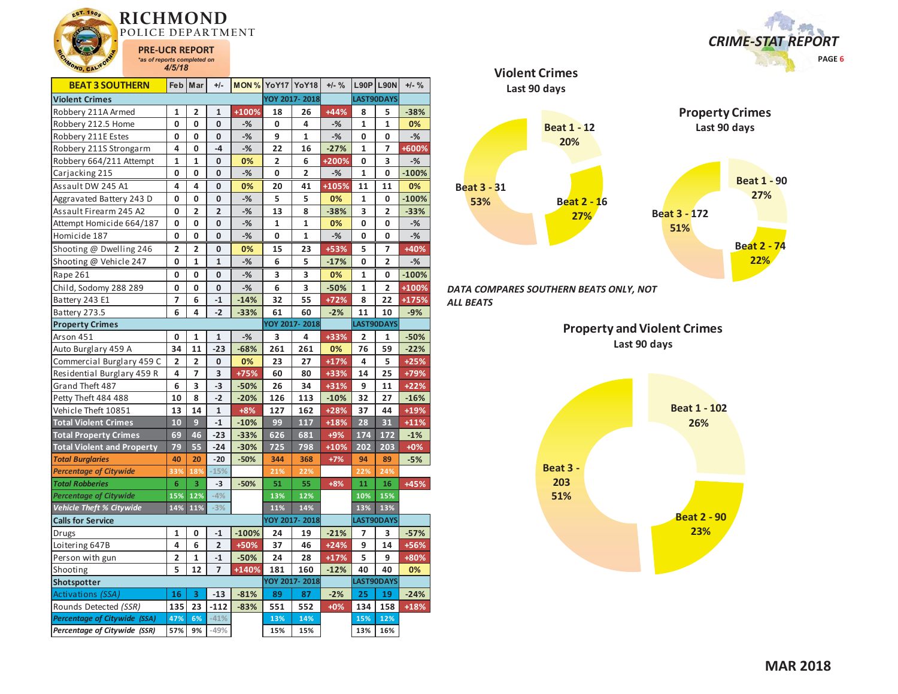# RICHMOND POLICE DEPARTMENT

**PRE-UCR REPORT**
*as of reports completed on 4/5/18*

**CRIME-STAT REPORT**

| BEAT 3 SOUTHERN | Feb | Mar | +/- | MON % | YoY17 | YoY18 | +/- % | L90P | L90N | +/- % |
|---|---|---|---|---|---|---|---|---|---|---|
| **Violent Crimes** | | | | | YOY 2017- 2018 | | | LAST90DAYS | | |
| Robbery 211A Armed | 1 | 2 | 1 | +100% | 18 | 26 | +44% | 8 | 5 | -38% |
| Robbery 212.5 Home | 0 | 0 | 0 | -% | 0 | 4 | -% | 1 | 1 | 0% |
| Robbery 211E Estes | 0 | 0 | 0 | -% | 9 | 1 | -% | 0 | 0 | -% |
| Robbery 211S Strongarm | 4 | 0 | -4 | -% | 22 | 16 | -27% | 1 | 7 | +600% |
| Robbery 664/211 Attempt | 1 | 1 | 0 | 0% | 2 | 6 | +200% | 0 | 3 | -% |
| Carjacking 215 | 0 | 0 | 0 | -% | 0 | 2 | -% | 1 | 0 | -100% |
| Assault DW 245 A1 | 4 | 4 | 0 | 0% | 20 | 41 | +105% | 11 | 11 | 0% |
| Aggravated Battery 243 D | 0 | 0 | 0 | -% | 5 | 5 | 0% | 1 | 0 | -100% |
| Assault Firearm 245 A2 | 0 | 2 | 2 | -% | 13 | 8 | -38% | 3 | 2 | -33% |
| Attempt Homicide 664/187 | 0 | 0 | 0 | -% | 1 | 1 | 0% | 0 | 0 | -% |
| Homicide 187 | 0 | 0 | 0 | -% | 0 | 1 | -% | 0 | 0 | -% |
| Shooting @ Dwelling 246 | 2 | 2 | 0 | 0% | 15 | 23 | +53% | 5 | 7 | +40% |
| Shooting @ Vehicle 247 | 0 | 1 | 1 | -% | 6 | 5 | -17% | 0 | 2 | -% |
| Rape 261 | 0 | 0 | 0 | -% | 3 | 3 | 0% | 1 | 0 | -100% |
| Child, Sodomy 288 289 | 0 | 0 | 0 | -% | 6 | 3 | -50% | 1 | 2 | +100% |
| Battery 243 E1 | 7 | 6 | -1 | -14% | 32 | 55 | +72% | 8 | 22 | +175% |
| Battery 273.5 | 6 | 4 | -2 | -33% | 61 | 60 | -2% | 11 | 10 | -9% |
| **Property Crimes** | | | | | YOY 2017- 2018 | | | LAST90DAYS | | |
| Arson 451 | 0 | 1 | 1 | -% | 3 | 4 | +33% | 2 | 1 | -50% |
| Auto Burglary 459 A | 34 | 11 | -23 | -68% | 261 | 261 | 0% | 76 | 59 | -22% |
| Commercial Burglary 459 C | 2 | 2 | 0 | 0% | 23 | 27 | +17% | 4 | 5 | +25% |
| Residential Burglary 459 R | 4 | 7 | 3 | +75% | 60 | 80 | +33% | 14 | 25 | +79% |
| Grand Theft 487 | 6 | 3 | -3 | -50% | 26 | 34 | +31% | 9 | 11 | +22% |
| Petty Theft 484 488 | 10 | 8 | -2 | -20% | 126 | 113 | -10% | 32 | 27 | -16% |
| Vehicle Theft 10851 | 13 | 14 | 1 | +8% | 127 | 162 | +28% | 37 | 44 | +19% |
| **Total Violent Crimes** | 10 | 9 | -1 | -10% | 99 | 117 | +18% | 28 | 31 | +11% |
| **Total Property Crimes** | 69 | 46 | -23 | -33% | 626 | 681 | +9% | 174 | 172 | -1% |
| **Total Violent and Property** | 79 | 55 | -24 | -30% | 725 | 798 | +10% | 202 | 203 | +0% |
| ***Total Burglaries*** | 40 | 20 | -20 | -50% | 344 | 368 | +7% | 94 | 89 | -5% |
| ***Percentage of Citywide*** | 33% | 18% | -15% | | 21% | 22% | | 22% | 24% | |
| ***Total Robberies*** | 6 | 3 | -3 | -50% | 51 | 55 | +8% | 11 | 16 | +45% |
| ***Percentage of Citywide*** | 15% | 12% | -4% | | 13% | 12% | | 10% | 15% | |
| ***Vehicle Theft % Citywide*** | 14% | 11% | -3% | | 11% | 14% | | 13% | 13% | |
| **Calls for Service** | | | | | YOY 2017- 2018 | | | LAST90DAYS | | |
| Drugs | 1 | 0 | -1 | -100% | 24 | 19 | -21% | 7 | 3 | -57% |
| Loitering 647B | 4 | 6 | 2 | +50% | 37 | 46 | +24% | 9 | 14 | +56% |
| Person with gun | 2 | 1 | -1 | -50% | 24 | 28 | +17% | 5 | 9 | +80% |
| Shooting | 5 | 12 | 7 | +140% | 181 | 160 | -12% | 40 | 40 | 0% |
| **Shotspotter** | | | | | YOY 2017- 2018 | | | LAST90DAYS | | |
| *Activations (SSA)* | 16 | 3 | -13 | -81% | 89 | 87 | -2% | 25 | 19 | -24% |
| *Rounds Detected (SSR)* | 135 | 23 | -112 | -83% | 551 | 552 | +0% | 134 | 158 | +18% |
| ***Percentage of Citywide (SSA)*** | 47% | 6% | -41% | | 13% | 14% | | 15% | 12% | |
| ***Percentage of Citywide (SSR)*** | 57% | 9% | -49% | | 15% | 15% | | 13% | 16% | |

## Violent Crimes
Last 90 days

- Beat 1 - 12 (20%)
- Beat 2 - 16 (27%)
- Beat 3 - 31 (53%)

## Property Crimes
Last 90 days

- Beat 1 - 90 (27%)
- Beat 2 - 74 (22%)
- Beat 3 - 172 (51%)

*DATA COMPARES SOUTHERN BEATS ONLY, NOT ALL BEATS*

## Property and Violent Crimes
Last 90 days

- Beat 1 - 102 (26%)
- Beat 2 - 90 (23%)
- Beat 3 - 203 (51%)

**MAR 2018**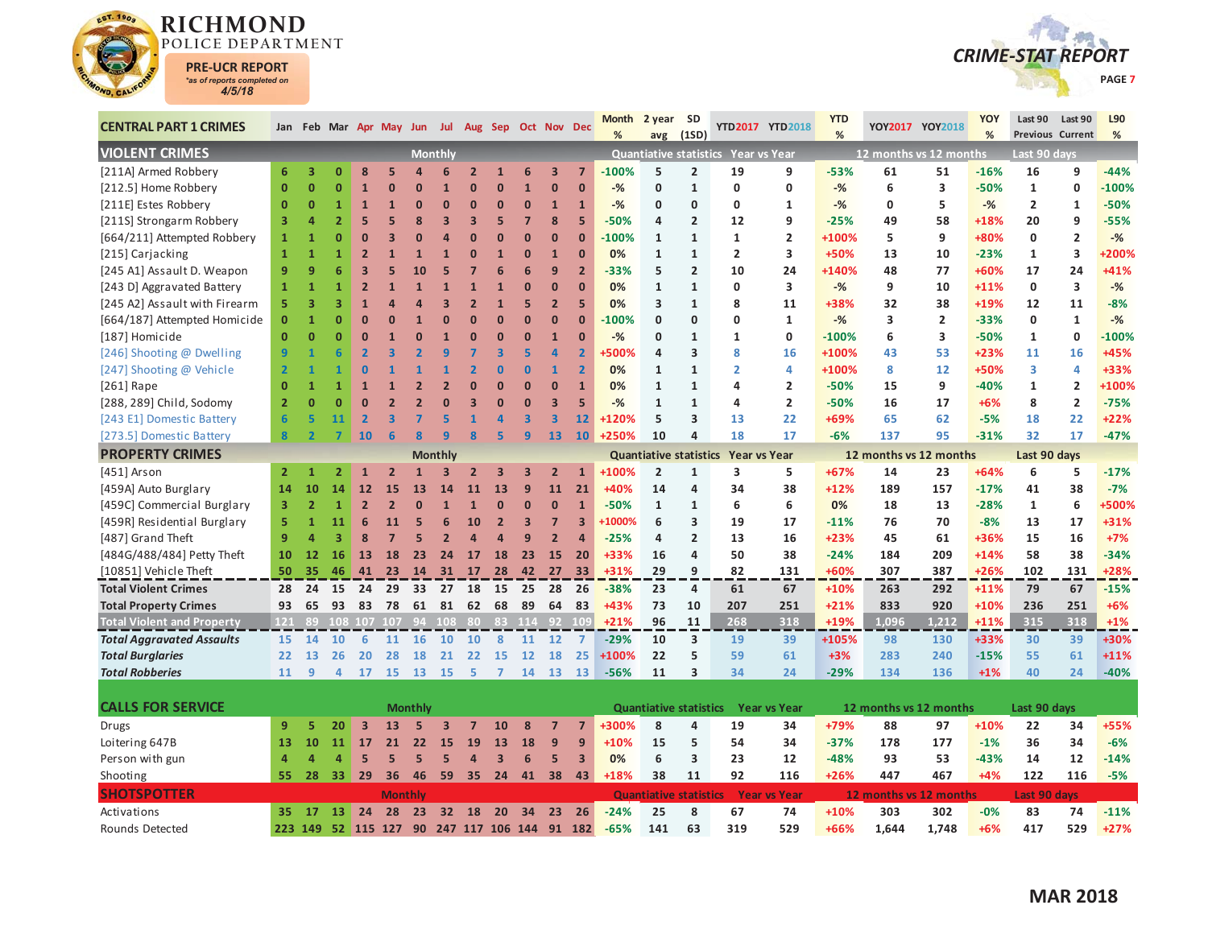# RICHMOND POLICE DEPARTMENT

**PRE-UCR REPORT**
*as of reports completed on 4/5/18*

**CRIME-STAT REPORT**

| CENTRAL PART 1 CRIMES | Jan | Feb | Mar | Apr | May | Jun | Jul | Aug | Sep | Oct | Nov | Dec | Month % | 2 year avg | SD (1SD) | YTD2017 | YTD2018 | YTD % | YOY2017 | YOY2018 | YOY % | Last 90 Previous | Last 90 Current | L90 % |
|---|---|---|---|---|---|---|---|---|---|---|---|---|---|---|---|---|---|---|---|---|---|---|---|---|
| **VIOLENT CRIMES** | Monthly | | | | | | | | | | | | Quantiative statistics | | | Year vs Year | | | 12 months vs 12 months | | | Last 90 days | | |
| [211A] Armed Robbery | 6 | 3 | 0 | 8 | 5 | 4 | 6 | 2 | 1 | 6 | 3 | 7 | -100% | 5 | 2 | 19 | 9 | -53% | 61 | 51 | -16% | 16 | 9 | -44% |
| [212.5] Home Robbery | 0 | 0 | 0 | 1 | 0 | 0 | 1 | 0 | 0 | 1 | 0 | 0 | -% | 0 | 1 | 0 | 0 | -% | 6 | 3 | -50% | 1 | 0 | -100% |
| [211E] Estes Robbery | 0 | 0 | 1 | 1 | 1 | 0 | 0 | 0 | 0 | 0 | 0 | 0 | -% | 0 | 0 | 0 | 1 | -% | 0 | 5 | -% | 2 | 1 | -50% |
| [211S] Strongarm Robbery | 3 | 4 | 2 | 5 | 5 | 8 | 3 | 3 | 5 | 7 | 8 | 5 | -50% | 4 | 2 | 12 | 9 | -25% | 49 | 58 | +18% | 20 | 9 | -55% |
| [664/211] Attempted Robbery | 1 | 1 | 0 | 0 | 3 | 0 | 4 | 0 | 0 | 0 | 0 | 0 | -100% | 1 | 1 | 1 | 2 | +100% | 5 | 9 | +80% | 0 | 2 | -% |
| [215] Carjacking | 1 | 1 | 1 | 2 | 1 | 1 | 1 | 0 | 1 | 0 | 1 | 0 | 0% | 1 | 1 | 2 | 3 | +50% | 13 | 10 | -23% | 1 | 3 | +200% |
| [245 A1] Assault D. Weapon | 9 | 9 | 6 | 3 | 5 | 10 | 5 | 7 | 6 | 6 | 9 | 2 | -33% | 5 | 2 | 10 | 24 | +140% | 48 | 77 | +60% | 17 | 24 | +41% |
| [243 D] Aggravated Battery | 1 | 1 | 1 | 2 | 1 | 1 | 1 | 1 | 1 | 0 | 0 | 0 | 0% | 1 | 1 | 0 | 3 | -% | 9 | 10 | +11% | 0 | 3 | -% |
| [245 A2] Assault with Firearm | 5 | 3 | 3 | 1 | 4 | 4 | 3 | 2 | 1 | 5 | 2 | 5 | 0% | 3 | 1 | 8 | 11 | +38% | 32 | 38 | +19% | 12 | 11 | -8% |
| [664/187] Attempted Homicide | 0 | 1 | 0 | 0 | 0 | 1 | 0 | 0 | 0 | 0 | 0 | 0 | -100% | 0 | 0 | 0 | 1 | -% | 3 | 2 | -33% | 0 | 1 | -% |
| [187] Homicide | 0 | 0 | 0 | 0 | 1 | 0 | 1 | 0 | 0 | 0 | 1 | 0 | -% | 0 | 1 | 1 | 0 | -100% | 6 | 3 | -50% | 1 | 0 | -100% |
| [246] Shooting @ Dwelling | 9 | 1 | 6 | 2 | 3 | 2 | 9 | 7 | 3 | 5 | 4 | 2 | +500% | 4 | 3 | 8 | 16 | +100% | 43 | 53 | +23% | 11 | 16 | +45% |
| [247] Shooting @ Vehicle | 2 | 1 | 1 | 0 | 1 | 1 | 1 | 2 | 0 | 0 | 1 | 2 | 0% | 1 | 1 | 2 | 4 | +100% | 8 | 12 | +50% | 3 | 4 | +33% |
| [261] Rape | 0 | 1 | 1 | 1 | 1 | 2 | 2 | 0 | 0 | 0 | 0 | 1 | 0% | 1 | 1 | 4 | 2 | -50% | 15 | 9 | -40% | 1 | 2 | +100% |
| [288, 289] Child, Sodomy | 2 | 0 | 0 | 0 | 2 | 2 | 0 | 3 | 0 | 0 | 3 | 5 | -% | 1 | 1 | 4 | 2 | -50% | 16 | 17 | +6% | 8 | 2 | -75% |
| [243 E1] Domestic Battery | 6 | 5 | 11 | 2 | 3 | 7 | 5 | 1 | 4 | 3 | 3 | 12 | +120% | 5 | 3 | 13 | 22 | +69% | 65 | 62 | -5% | 18 | 22 | +22% |
| [273.5] Domestic Battery | 8 | 2 | 7 | 10 | 6 | 8 | 9 | 8 | 5 | 9 | 13 | 10 | +250% | 10 | 4 | 18 | 17 | -6% | 137 | 95 | -31% | 32 | 17 | -47% |
| **PROPERTY CRIMES** | Monthly | | | | | | | | | | | | Quantiative statistics | | | Year vs Year | | | 12 months vs 12 months | | | Last 90 days | | |
| [451] Arson | 2 | 1 | 2 | 1 | 2 | 1 | 3 | 2 | 3 | 3 | 2 | 1 | +100% | 2 | 1 | 3 | 5 | +67% | 14 | 23 | +64% | 6 | 5 | -17% |
| [459A] Auto Burglary | 14 | 10 | 14 | 12 | 15 | 13 | 14 | 11 | 13 | 9 | 11 | 21 | +40% | 14 | 4 | 34 | 38 | +12% | 189 | 157 | -17% | 41 | 38 | -7% |
| [459C] Commercial Burglary | 3 | 2 | 1 | 2 | 2 | 0 | 1 | 1 | 0 | 0 | 0 | 1 | -50% | 1 | 1 | 6 | 6 | 0% | 18 | 13 | -28% | 1 | 6 | +500% |
| [459R] Residential Burglary | 5 | 1 | 11 | 6 | 11 | 5 | 6 | 10 | 2 | 3 | 7 | 3 | +1000% | 6 | 3 | 19 | 17 | -11% | 76 | 70 | -8% | 13 | 17 | +31% |
| [487] Grand Theft | 9 | 4 | 3 | 8 | 7 | 5 | 2 | 4 | 4 | 9 | 2 | 4 | -25% | 4 | 2 | 13 | 16 | +23% | 45 | 61 | +36% | 15 | 16 | +7% |
| [484G/488/484] Petty Theft | 10 | 12 | 16 | 13 | 18 | 23 | 24 | 17 | 18 | 23 | 15 | 20 | +33% | 16 | 4 | 50 | 38 | -24% | 184 | 209 | +14% | 58 | 38 | -34% |
| [10851] Vehicle Theft | 50 | 35 | 46 | 41 | 23 | 14 | 31 | 17 | 28 | 42 | 27 | 33 | +31% | 29 | 9 | 82 | 131 | +60% | 307 | 387 | +26% | 102 | 131 | +28% |
| **Total Violent Crimes** | 28 | 24 | 15 | 24 | 29 | 33 | 27 | 18 | 15 | 25 | 28 | 26 | -38% | 23 | 4 | 61 | 67 | +10% | 263 | 292 | +11% | 79 | 67 | -15% |
| **Total Property Crimes** | 93 | 65 | 93 | 83 | 78 | 61 | 81 | 62 | 68 | 89 | 64 | 83 | +43% | 73 | 10 | 207 | 251 | +21% | 833 | 920 | +10% | 236 | 251 | +6% |
| **Total Violent and Property** | 121 | 89 | 108 | 107 | 107 | 94 | 108 | 80 | 83 | 114 | 92 | 109 | +21% | 96 | 11 | 268 | 318 | +19% | 1,096 | 1,212 | +11% | 315 | 318 | +1% |
| ***Total Aggravated Assaults*** | 15 | 14 | 10 | 6 | 11 | 16 | 10 | 10 | 8 | 11 | 12 | 7 | -29% | 10 | 3 | 19 | 39 | +105% | 98 | 130 | +33% | 30 | 39 | +30% |
| ***Total Burglaries*** | 22 | 13 | 26 | 20 | 28 | 18 | 21 | 22 | 15 | 12 | 18 | 25 | +100% | 22 | 5 | 59 | 61 | +3% | 283 | 240 | -15% | 55 | 61 | +11% |
| ***Total Robberies*** | 11 | 9 | 4 | 17 | 15 | 13 | 15 | 5 | 7 | 14 | 13 | 13 | -56% | 11 | 3 | 34 | 24 | -29% | 134 | 136 | +1% | 40 | 24 | -40% |
| **CALLS FOR SERVICE** | Monthly | | | | | | | | | | | | Quantiative statistics | | | Year vs Year | | | 12 months vs 12 months | | | Last 90 days | | |
| Drugs | 9 | 5 | 20 | 3 | 13 | 5 | 3 | 7 | 10 | 8 | 7 | 7 | +300% | 8 | 4 | 19 | 34 | +79% | 88 | 97 | +10% | 22 | 34 | +55% |
| Loitering 647B | 13 | 10 | 11 | 17 | 21 | 22 | 15 | 19 | 13 | 18 | 9 | 9 | +10% | 15 | 5 | 54 | 34 | -37% | 178 | 177 | -1% | 36 | 34 | -6% |
| Person with gun | 4 | 4 | 4 | 5 | 5 | 5 | 5 | 4 | 3 | 6 | 5 | 3 | 0% | 6 | 3 | 23 | 12 | -48% | 93 | 53 | -43% | 14 | 12 | -14% |
| Shooting | 55 | 28 | 33 | 29 | 36 | 46 | 59 | 35 | 24 | 41 | 38 | 43 | +18% | 38 | 11 | 92 | 116 | +26% | 447 | 467 | +4% | 122 | 116 | -5% |
| **SHOTSPOTTER** | Monthly | | | | | | | | | | | | Quantiative statistics | | | Year vs Year | | | 12 months vs 12 months | | | Last 90 days | | |
| Activations | 35 | 17 | 13 | 24 | 28 | 23 | 32 | 18 | 20 | 34 | 23 | 26 | -24% | 25 | 8 | 67 | 74 | +10% | 303 | 302 | -0% | 83 | 74 | -11% |
| Rounds Detected | 223 | 149 | 52 | 115 | 127 | 90 | 247 | 117 | 106 | 144 | 91 | 182 | -65% | 141 | 63 | 319 | 529 | +66% | 1,644 | 1,748 | +6% | 417 | 529 | +27% |

**MAR 2018**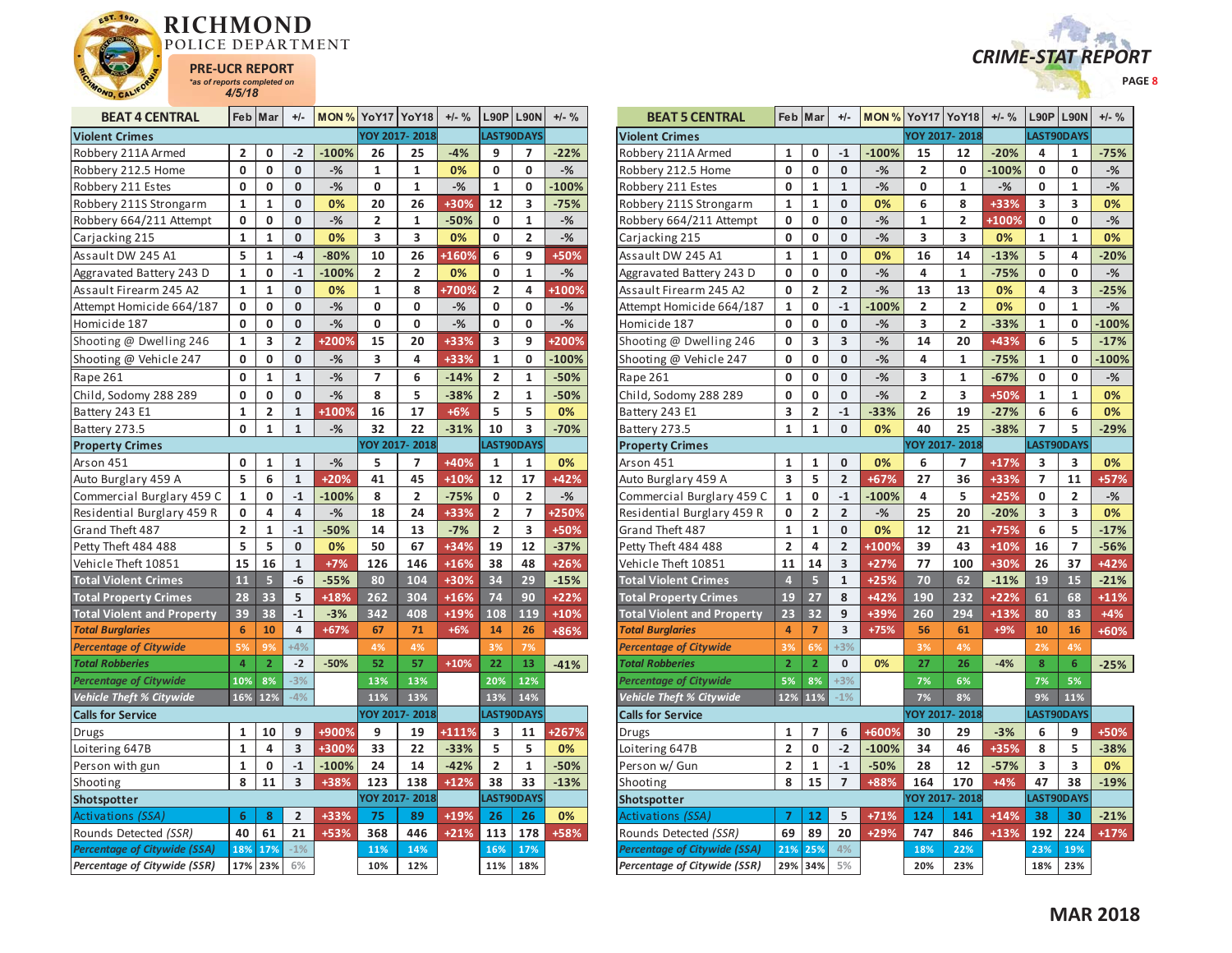# RICHMOND POLICE DEPARTMENT

**PRE-UCR REPORT**
*as of reports completed on*
4/5/18

**CRIME-STAT REPORT**

| BEAT 4 CENTRAL | Feb | Mar | +/- | MON % | YoY17 | YoY18 | +/- % | L90P | L90N | +/- % |
|---|---|---|---|---|---|---|---|---|---|---|
| **Violent Crimes** | | | | | YOY 2017- 2018 | | | LAST90DAYS | | |
| Robbery 211A Armed | 2 | 0 | -2 | -100% | 26 | 25 | -4% | 9 | 7 | -22% |
| Robbery 212.5 Home | 0 | 0 | 0 | -% | 1 | 1 | 0% | 0 | 0 | -% |
| Robbery 211 Estes | 0 | 0 | 0 | -% | 0 | 1 | -% | 1 | 0 | -100% |
| Robbery 211S Strongarm | 1 | 1 | 0 | 0% | 20 | 26 | +30% | 12 | 3 | -75% |
| Robbery 664/211 Attempt | 0 | 0 | 0 | -% | 2 | 1 | -50% | 0 | 1 | -% |
| Carjacking 215 | 1 | 1 | 0 | 0% | 3 | 3 | 0% | 0 | 2 | -% |
| Assault DW 245 A1 | 5 | 1 | -4 | -80% | 10 | 26 | +160% | 6 | 9 | +50% |
| Aggravated Battery 243 D | 1 | 0 | -1 | -100% | 2 | 2 | 0% | 0 | 1 | -% |
| Assault Firearm 245 A2 | 1 | 1 | 0 | 0% | 1 | 8 | +700% | 2 | 4 | +100% |
| Attempt Homicide 664/187 | 0 | 0 | 0 | -% | 0 | 0 | -% | 0 | 0 | -% |
| Homicide 187 | 0 | 0 | 0 | -% | 0 | 0 | -% | 0 | 0 | -% |
| Shooting @ Dwelling 246 | 1 | 3 | 2 | +200% | 15 | 20 | +33% | 3 | 9 | +200% |
| Shooting @ Vehicle 247 | 0 | 0 | 0 | -% | 3 | 4 | +33% | 1 | 0 | -100% |
| Rape 261 | 0 | 1 | 1 | -% | 7 | 6 | -14% | 2 | 1 | -50% |
| Child, Sodomy 288 289 | 0 | 0 | 0 | -% | 8 | 5 | -38% | 2 | 1 | -50% |
| Battery 243 E1 | 1 | 2 | 1 | +100% | 16 | 17 | +6% | 5 | 5 | 0% |
| Battery 273.5 | 0 | 1 | 1 | -% | 32 | 22 | -31% | 10 | 3 | -70% |
| **Property Crimes** | | | | | YOY 2017- 2018 | | | LAST90DAYS | | |
| Arson 451 | 0 | 1 | 1 | -% | 5 | 7 | +40% | 1 | 1 | 0% |
| Auto Burglary 459 A | 5 | 6 | 1 | +20% | 41 | 45 | +10% | 12 | 17 | +42% |
| Commercial Burglary 459 C | 1 | 0 | -1 | -100% | 8 | 2 | -75% | 0 | 2 | -% |
| Residential Burglary 459 R | 0 | 4 | 4 | -% | 18 | 24 | +33% | 2 | 7 | +250% |
| Grand Theft 487 | 2 | 1 | -1 | -50% | 14 | 13 | -7% | 2 | 3 | +50% |
| Petty Theft 484 488 | 5 | 5 | 0 | 0% | 50 | 67 | +34% | 19 | 12 | -37% |
| Vehicle Theft 10851 | 15 | 16 | 1 | +7% | 126 | 146 | +16% | 38 | 48 | +26% |
| **Total Violent Crimes** | 11 | 5 | -6 | -55% | 80 | 104 | +30% | 34 | 29 | -15% |
| **Total Property Crimes** | 28 | 33 | 5 | +18% | 262 | 304 | +16% | 74 | 90 | +22% |
| **Total Violent and Property** | 39 | 38 | -1 | -3% | 342 | 408 | +19% | 108 | 119 | +10% |
| ***Total Burglaries*** | 6 | 10 | 4 | +67% | 67 | 71 | +6% | 14 | 26 | +86% |
| ***Percentage of Citywide*** | 5% | 9% | +4% | | 4% | 4% | | 3% | 7% | |
| ***Total Robberies*** | 4 | 2 | -2 | -50% | 52 | 57 | +10% | 22 | 13 | -41% |
| ***Percentage of Citywide*** | 10% | 8% | -3% | | 13% | 13% | | 20% | 12% | |
| ***Vehicle Theft % Citywide*** | 16% | 12% | -4% | | 11% | 13% | | 13% | 14% | |
| **Calls for Service** | | | | | YOY 2017- 2018 | | | LAST90DAYS | | |
| Drugs | 1 | 10 | 9 | +900% | 9 | 19 | +111% | 3 | 11 | +267% |
| Loitering 647B | 1 | 4 | 3 | +300% | 33 | 22 | -33% | 5 | 5 | 0% |
| Person with gun | 1 | 0 | -1 | -100% | 24 | 14 | -42% | 2 | 1 | -50% |
| Shooting | 8 | 11 | 3 | +38% | 123 | 138 | +12% | 38 | 33 | -13% |
| **Shotspotter** | | | | | YOY 2017- 2018 | | | LAST90DAYS | | |
| *Activations (SSA)* | 6 | 8 | 2 | +33% | 75 | 89 | +19% | 26 | 26 | 0% |
| *Rounds Detected (SSR)* | 40 | 61 | 21 | +53% | 368 | 446 | +21% | 113 | 178 | +58% |
| ***Percentage of Citywide (SSA)*** | 18% | 17% | -1% | | 11% | 14% | | 16% | 17% | |
| ***Percentage of Citywide (SSR)*** | 17% | 23% | 6% | | 10% | 12% | | 11% | 18% | |

| BEAT 5 CENTRAL | Feb | Mar | +/- | MON % | YoY17 | YoY18 | +/- % | L90P | L90N | +/- % |
|---|---|---|---|---|---|---|---|---|---|---|
| **Violent Crimes** | | | | | YOY 2017- 2018 | | | LAST90DAYS | | |
| Robbery 211A Armed | 1 | 0 | -1 | -100% | 15 | 12 | -20% | 4 | 1 | -75% |
| Robbery 212.5 Home | 0 | 0 | 0 | -% | 2 | 0 | -100% | 0 | 0 | -% |
| Robbery 211 Estes | 0 | 1 | 1 | -% | 0 | 1 | -% | 0 | 1 | -% |
| Robbery 211S Strongarm | 1 | 1 | 0 | 0% | 6 | 8 | +33% | 3 | 3 | 0% |
| Robbery 664/211 Attempt | 0 | 0 | 0 | -% | 1 | 2 | +100% | 0 | 0 | -% |
| Carjacking 215 | 0 | 0 | 0 | -% | 3 | 3 | 0% | 1 | 1 | 0% |
| Assault DW 245 A1 | 1 | 1 | 0 | 0% | 16 | 14 | -13% | 5 | 4 | -20% |
| Aggravated Battery 243 D | 0 | 0 | 0 | -% | 4 | 1 | -75% | 0 | 0 | -% |
| Assault Firearm 245 A2 | 0 | 2 | 2 | -% | 13 | 13 | 0% | 4 | 3 | -25% |
| Attempt Homicide 664/187 | 1 | 0 | -1 | -100% | 2 | 2 | 0% | 0 | 1 | -% |
| Homicide 187 | 0 | 0 | 0 | -% | 3 | 2 | -33% | 1 | 0 | -100% |
| Shooting @ Dwelling 246 | 0 | 3 | 3 | -% | 14 | 20 | +43% | 6 | 5 | -17% |
| Shooting @ Vehicle 247 | 0 | 0 | 0 | -% | 4 | 1 | -75% | 1 | 0 | -100% |
| Rape 261 | 0 | 0 | 0 | -% | 3 | 1 | -67% | 0 | 0 | -% |
| Child, Sodomy 288 289 | 0 | 0 | 0 | -% | 2 | 3 | +50% | 1 | 1 | 0% |
| Battery 243 E1 | 3 | 2 | -1 | -33% | 26 | 19 | -27% | 6 | 6 | 0% |
| Battery 273.5 | 1 | 1 | 0 | 0% | 40 | 25 | -38% | 7 | 5 | -29% |
| **Property Crimes** | | | | | YOY 2017- 2018 | | | LAST90DAYS | | |
| Arson 451 | 1 | 1 | 0 | 0% | 6 | 7 | +17% | 3 | 3 | 0% |
| Auto Burglary 459 A | 3 | 5 | 2 | +67% | 27 | 36 | +33% | 7 | 11 | +57% |
| Commercial Burglary 459 C | 1 | 0 | -1 | -100% | 4 | 5 | +25% | 0 | 2 | -% |
| Residential Burglary 459 R | 0 | 2 | 2 | -% | 25 | 20 | -20% | 3 | 3 | 0% |
| Grand Theft 487 | 1 | 1 | 0 | 0% | 12 | 21 | +75% | 6 | 5 | -17% |
| Petty Theft 484 488 | 2 | 4 | 2 | +100% | 39 | 43 | +10% | 16 | 7 | -56% |
| Vehicle Theft 10851 | 11 | 14 | 3 | +27% | 77 | 100 | +30% | 26 | 37 | +42% |
| **Total Violent Crimes** | 4 | 5 | 1 | +25% | 70 | 62 | -11% | 19 | 15 | -21% |
| **Total Property Crimes** | 19 | 27 | 8 | +42% | 190 | 232 | +22% | 61 | 68 | +11% |
| **Total Violent and Property** | 23 | 32 | 9 | +39% | 260 | 294 | +13% | 80 | 83 | +4% |
| ***Total Burglaries*** | 4 | 7 | 3 | +75% | 56 | 61 | +9% | 10 | 16 | +60% |
| ***Percentage of Citywide*** | 3% | 6% | +3% | | 3% | 4% | | 2% | 4% | |
| ***Total Robberies*** | 2 | 2 | 0 | 0% | 27 | 26 | -4% | 8 | 6 | -25% |
| ***Percentage of Citywide*** | 5% | 8% | +3% | | 7% | 6% | | 7% | 5% | |
| ***Vehicle Theft % Citywide*** | 12% | 11% | -1% | | 7% | 8% | | 9% | 11% | |
| **Calls for Service** | | | | | YOY 2017- 2018 | | | LAST90DAYS | | |
| Drugs | 1 | 7 | 6 | +600% | 30 | 29 | -3% | 6 | 9 | +50% |
| Loitering 647B | 2 | 0 | -2 | -100% | 34 | 46 | +35% | 8 | 5 | -38% |
| Person w/ Gun | 2 | 1 | -1 | -50% | 28 | 12 | -57% | 3 | 3 | 0% |
| Shooting | 8 | 15 | 7 | +88% | 164 | 170 | +4% | 47 | 38 | -19% |
| **Shotspotter** | | | | | YOY 2017- 2018 | | | LAST90DAYS | | |
| *Activations (SSA)* | 7 | 12 | 5 | +71% | 124 | 141 | +14% | 38 | 30 | -21% |
| *Rounds Detected (SSR)* | 69 | 89 | 20 | +29% | 747 | 846 | +13% | 192 | 224 | +17% |
| ***Percentage of Citywide (SSA)*** | 21% | 25% | 4% | | 18% | 22% | | 23% | 19% | |
| ***Percentage of Citywide (SSR)*** | 29% | 34% | 5% | | 20% | 23% | | 18% | 23% | |

**MAR 2018**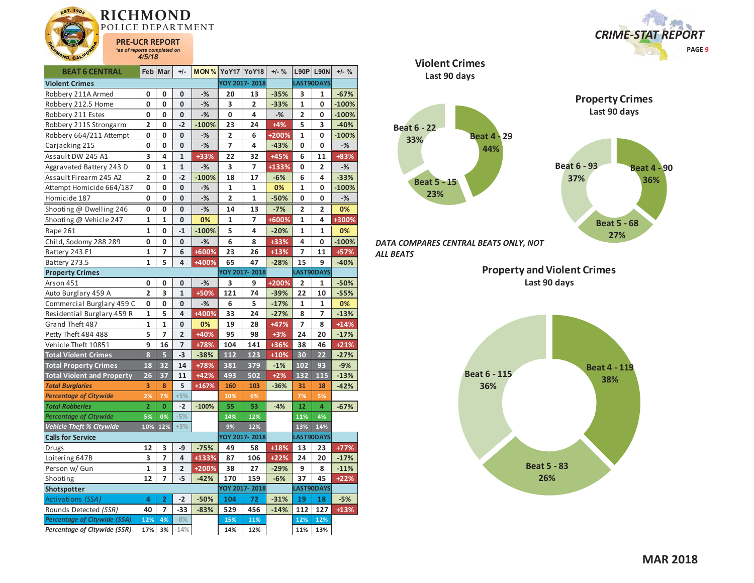# RICHMOND POLICE DEPARTMENT

**PRE-UCR REPORT**
*as of reports completed on 4/5/18*

***CRIME-STAT REPORT***

| BEAT 6 CENTRAL | Feb | Mar | +/- | MON % | YoY17 | YoY18 | +/- % | L90P | L90N | +/- % |
|---|---|---|---|---|---|---|---|---|---|---|
| **Violent Crimes** | | | | | YOY 2017- 2018 | | | LAST90DAYS | | |
| Robbery 211A Armed | 0 | 0 | 0 | -% | 20 | 13 | -35% | 3 | 1 | -67% |
| Robbery 212.5 Home | 0 | 0 | 0 | -% | 3 | 2 | -33% | 1 | 0 | -100% |
| Robbery 211 Estes | 0 | 0 | 0 | -% | 0 | 4 | -% | 2 | 0 | -100% |
| Robbery 211S Strongarm | 2 | 0 | -2 | -100% | 23 | 24 | +4% | 5 | 3 | -40% |
| Robbery 664/211 Attempt | 0 | 0 | 0 | -% | 2 | 6 | +200% | 1 | 0 | -100% |
| Carjacking 215 | 0 | 0 | 0 | -% | 7 | 4 | -43% | 0 | 0 | -% |
| Assault DW 245 A1 | 3 | 4 | 1 | +33% | 22 | 32 | +45% | 6 | 11 | +83% |
| Aggravated Battery 243 D | 0 | 1 | 1 | -% | 3 | 7 | +133% | 0 | 2 | -% |
| Assault Firearm 245 A2 | 2 | 0 | -2 | -100% | 18 | 17 | -6% | 6 | 4 | -33% |
| Attempt Homicide 664/187 | 0 | 0 | 0 | -% | 1 | 1 | 0% | 1 | 0 | -100% |
| Homicide 187 | 0 | 0 | 0 | -% | 2 | 1 | -50% | 0 | 0 | -% |
| Shooting @ Dwelling 246 | 0 | 0 | 0 | -% | 14 | 13 | -7% | 2 | 2 | 0% |
| Shooting @ Vehicle 247 | 1 | 1 | 0 | 0% | 1 | 7 | +600% | 1 | 4 | +300% |
| Rape 261 | 1 | 0 | -1 | -100% | 5 | 4 | -20% | 1 | 1 | 0% |
| Child, Sodomy 288 289 | 0 | 0 | 0 | -% | 6 | 8 | +33% | 4 | 0 | -100% |
| Battery 243 E1 | 1 | 7 | 6 | +600% | 23 | 26 | +13% | 7 | 11 | +57% |
| Battery 273.5 | 1 | 5 | 4 | +400% | 65 | 47 | -28% | 15 | 9 | -40% |
| **Property Crimes** | | | | | YOY 2017- 2018 | | | LAST90DAYS | | |
| Arson 451 | 0 | 0 | 0 | -% | 3 | 9 | +200% | 2 | 1 | -50% |
| Auto Burglary 459 A | 2 | 3 | 1 | +50% | 121 | 74 | -39% | 22 | 10 | -55% |
| Commercial Burglary 459 C | 0 | 0 | 0 | -% | 6 | 5 | -17% | 1 | 1 | 0% |
| Residential Burglary 459 R | 1 | 5 | 4 | +400% | 33 | 24 | -27% | 8 | 7 | -13% |
| Grand Theft 487 | 1 | 1 | 0 | 0% | 19 | 28 | +47% | 7 | 8 | +14% |
| Petty Theft 484 488 | 5 | 7 | 2 | +40% | 95 | 98 | +3% | 24 | 20 | -17% |
| Vehicle Theft 10851 | 9 | 16 | 7 | +78% | 104 | 141 | +36% | 38 | 46 | +21% |
| **Total Violent Crimes** | 8 | 5 | -3 | -38% | 112 | 123 | +10% | 30 | 22 | -27% |
| **Total Property Crimes** | 18 | 32 | 14 | +78% | 381 | 379 | -1% | 102 | 93 | -9% |
| **Total Violent and Property** | 26 | 37 | 11 | +42% | 493 | 502 | +2% | 132 | 115 | -13% |
| ***Total Burglaries*** | 3 | 8 | 5 | +167% | 160 | 103 | -36% | 31 | 18 | -42% |
| ***Percentage of Citywide*** | 2% | 7% | +5% | | 10% | 6% | | 7% | 5% | |
| ***Total Robberies*** | 2 | 0 | -2 | -100% | 55 | 53 | -4% | 12 | 4 | -67% |
| ***Percentage of Citywide*** | 5% | 0% | -5% | | 14% | 12% | | 11% | 4% | |
| ***Vehicle Theft % Citywide*** | 10% | 12% | +3% | | 9% | 12% | | 13% | 14% | |
| **Calls for Service** | | | | | YOY 2017- 2018 | | | LAST90DAYS | | |
| Drugs | 12 | 3 | -9 | -75% | 49 | 58 | +18% | 13 | 23 | +77% |
| Loitering 647B | 3 | 7 | 4 | +133% | 87 | 106 | +22% | 24 | 20 | -17% |
| Person w/ Gun | 1 | 3 | 2 | +200% | 38 | 27 | -29% | 9 | 8 | -11% |
| Shooting | 12 | 7 | -5 | -42% | 170 | 159 | -6% | 37 | 45 | +22% |
| **Shotspotter** | | | | | YOY 2017- 2018 | | | LAST90DAYS | | |
| *Activations (SSA)* | 4 | 2 | -2 | -50% | 104 | 72 | -31% | 19 | 18 | -5% |
| *Rounds Detected (SSR)* | 40 | 7 | -33 | -83% | 529 | 456 | -14% | 112 | 127 | +13% |
| ***Percentage of Citywide (SSA)*** | 12% | 4% | -8% | | 15% | 11% | | 12% | 12% | |
| ***Percentage of Citywide (SSR)*** | 17% | 3% | -14% | | 14% | 12% | | 11% | 13% | |

## Violent Crimes
Last 90 days

- Beat 4 - 29, 44%
- Beat 5 - 15, 23%
- Beat 6 - 22, 33%

## Property Crimes
Last 90 days

- Beat 4 - 90, 36%
- Beat 5 - 68, 27%
- Beat 6 - 93, 37%

***DATA COMPARES CENTRAL BEATS ONLY, NOT ALL BEATS***

## Property and Violent Crimes
Last 90 days

- Beat 4 - 119, 38%
- Beat 5 - 83, 26%
- Beat 6 - 115, 36%

**MAR 2018**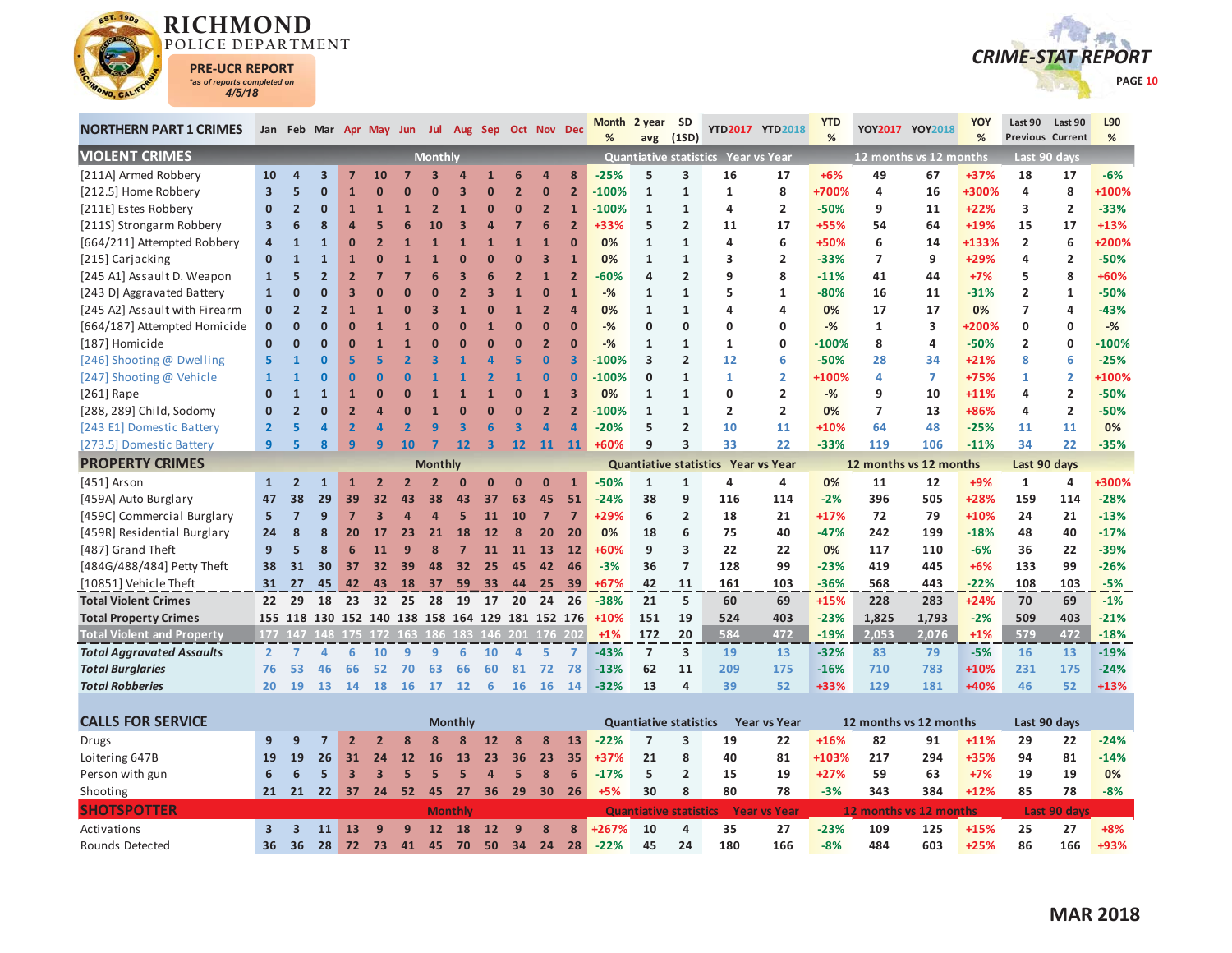# RICHMOND POLICE DEPARTMENT

**PRE-UCR REPORT**
*as of reports completed on*
*4/5/18*

## CRIME-STAT REPORT

| NORTHERN PART 1 CRIMES | Jan | Feb | Mar | Apr | May | Jun | Jul | Aug | Sep | Oct | Nov | Dec | Month % | 2 year avg | SD (1SD) | YTD2017 | YTD2018 | YTD % | YOY2017 | YOY2018 | YOY % | Last 90 Previous | Last 90 Current | L90 % |
|---|---|---|---|---|---|---|---|---|---|---|---|---|---|---|---|---|---|---|---|---|---|---|---|---|
| **VIOLENT CRIMES** | | | | | | Monthly | | | | | | | Quantiative statistics | | | Year vs Year | | | 12 months vs 12 months | | | Last 90 days | | |
| [211A] Armed Robbery | 10 | 4 | 3 | 7 | 10 | 7 | 3 | 4 | 1 | 6 | 4 | 8 | -25% | 5 | 3 | 16 | 17 | +6% | 49 | 67 | +37% | 18 | 17 | -6% |
| [212.5] Home Robbery | 3 | 5 | 0 | 1 | 0 | 0 | 0 | 3 | 0 | 2 | 0 | 2 | -100% | 1 | 1 | 1 | 8 | +700% | 4 | 16 | +300% | 4 | 8 | +100% |
| [211E] Estes Robbery | 0 | 2 | 0 | 1 | 1 | 1 | 2 | 1 | 0 | 0 | 2 | 1 | -100% | 1 | 1 | 4 | 2 | -50% | 9 | 11 | +22% | 3 | 2 | -33% |
| [211S] Strongarm Robbery | 3 | 6 | 8 | 4 | 5 | 6 | 10 | 3 | 4 | 7 | 6 | 2 | +33% | 5 | 2 | 11 | 17 | +55% | 54 | 64 | +19% | 15 | 17 | +13% |
| [664/211] Attempted Robbery | 4 | 1 | 1 | 0 | 2 | 1 | 1 | 1 | 1 | 1 | 1 | 0 | 0% | 1 | 1 | 4 | 6 | +50% | 6 | 14 | +133% | 2 | 6 | +200% |
| [215] Carjacking | 0 | 1 | 1 | 1 | 0 | 1 | 1 | 0 | 0 | 0 | 3 | 1 | 0% | 1 | 1 | 3 | 2 | -33% | 7 | 9 | +29% | 4 | 2 | -50% |
| [245 A1] Assault D. Weapon | 1 | 5 | 2 | 2 | 7 | 7 | 6 | 3 | 6 | 2 | 1 | 2 | -60% | 4 | 2 | 9 | 8 | -11% | 41 | 44 | +7% | 5 | 8 | +60% |
| [243 D] Aggravated Battery | 1 | 0 | 0 | 3 | 0 | 0 | 0 | 2 | 3 | 1 | 0 | 1 | -% | 1 | 1 | 5 | 1 | -80% | 16 | 11 | -31% | 2 | 1 | -50% |
| [245 A2] Assault with Firearm | 0 | 2 | 2 | 1 | 1 | 0 | 3 | 1 | 0 | 1 | 2 | 4 | 0% | 1 | 1 | 4 | 4 | 0% | 17 | 17 | 0% | 7 | 4 | -43% |
| [664/187] Attempted Homicide | 0 | 0 | 0 | 0 | 1 | 1 | 0 | 0 | 1 | 0 | 0 | 0 | -% | 0 | 0 | 0 | 0 | -% | 1 | 3 | +200% | 0 | 0 | -% |
| [187] Homicide | 0 | 0 | 0 | 0 | 1 | 1 | 0 | 0 | 0 | 0 | 2 | 0 | -% | 1 | 1 | 1 | 0 | -100% | 8 | 4 | -50% | 2 | 0 | -100% |
| [246] Shooting @ Dwelling | 5 | 1 | 0 | 5 | 5 | 2 | 3 | 1 | 4 | 5 | 0 | 3 | -100% | 3 | 2 | 12 | 6 | -50% | 28 | 34 | +21% | 8 | 6 | -25% |
| [247] Shooting @ Vehicle | 1 | 1 | 0 | 0 | 0 | 0 | 1 | 1 | 2 | 1 | 0 | 0 | -100% | 0 | 1 | 1 | 2 | +100% | 4 | 7 | +75% | 1 | 2 | +100% |
| [261] Rape | 0 | 1 | 1 | 1 | 0 | 0 | 1 | 1 | 1 | 0 | 1 | 3 | 0% | 1 | 1 | 0 | 2 | -% | 9 | 10 | +11% | 4 | 2 | -50% |
| [288, 289] Child, Sodomy | 0 | 2 | 0 | 2 | 4 | 0 | 1 | 0 | 0 | 0 | 2 | 2 | -100% | 1 | 1 | 2 | 2 | 0% | 7 | 13 | +86% | 4 | 2 | -50% |
| [243 E1] Domestic Battery | 2 | 5 | 4 | 2 | 4 | 2 | 9 | 3 | 6 | 3 | 4 | 4 | -20% | 5 | 2 | 10 | 11 | +10% | 64 | 48 | -25% | 11 | 11 | 0% |
| [273.5] Domestic Battery | 9 | 5 | 8 | 9 | 9 | 10 | 7 | 12 | 3 | 12 | 11 | 11 | +60% | 9 | 3 | 33 | 22 | -33% | 119 | 106 | -11% | 34 | 22 | -35% |
| **PROPERTY CRIMES** | | | | | | Monthly | | | | | | | Quantiative statistics | | | Year vs Year | | | 12 months vs 12 months | | | Last 90 days | | |
| [451] Arson | 1 | 2 | 1 | 1 | 2 | 2 | 2 | 0 | 0 | 0 | 0 | 1 | -50% | 1 | 1 | 4 | 4 | 0% | 11 | 12 | +9% | 1 | 4 | +300% |
| [459A] Auto Burglary | 47 | 38 | 29 | 39 | 32 | 43 | 38 | 43 | 37 | 63 | 45 | 51 | -24% | 38 | 9 | 116 | 114 | -2% | 396 | 505 | +28% | 159 | 114 | -28% |
| [459C] Commercial Burglary | 5 | 7 | 9 | 7 | 3 | 4 | 4 | 5 | 11 | 10 | 7 | 7 | +29% | 6 | 2 | 18 | 21 | +17% | 72 | 79 | +10% | 24 | 21 | -13% |
| [459R] Residential Burglary | 24 | 8 | 8 | 20 | 17 | 23 | 21 | 18 | 12 | 8 | 20 | 20 | 0% | 18 | 6 | 75 | 40 | -47% | 242 | 199 | -18% | 48 | 40 | -17% |
| [487] Grand Theft | 9 | 5 | 8 | 6 | 11 | 9 | 8 | 7 | 11 | 11 | 13 | 12 | +60% | 9 | 3 | 22 | 22 | 0% | 117 | 110 | -6% | 36 | 22 | -39% |
| [484G/488/484] Petty Theft | 38 | 31 | 30 | 37 | 32 | 39 | 48 | 32 | 25 | 45 | 42 | 46 | -3% | 36 | 7 | 128 | 99 | -23% | 419 | 445 | +6% | 133 | 99 | -26% |
| [10851] Vehicle Theft | 31 | 27 | 45 | 42 | 43 | 18 | 37 | 59 | 33 | 44 | 25 | 39 | +67% | 42 | 11 | 161 | 103 | -36% | 568 | 443 | -22% | 108 | 103 | -5% |
| **Total Violent Crimes** | 22 | 29 | 18 | 23 | 32 | 25 | 28 | 19 | 17 | 20 | 24 | 26 | -38% | 21 | 5 | 60 | 69 | +15% | 228 | 283 | +24% | 70 | 69 | -1% |
| **Total Property Crimes** | 155 | 118 | 130 | 152 | 140 | 138 | 158 | 164 | 129 | 181 | 152 | 176 | +10% | 151 | 19 | 524 | 403 | -23% | 1,825 | 1,793 | -2% | 509 | 403 | -21% |
| **Total Violent and Property** | 177 | 147 | 148 | 175 | 172 | 163 | 186 | 183 | 146 | 201 | 176 | 202 | +1% | 172 | 20 | 584 | 472 | -19% | 2,053 | 2,076 | +1% | 579 | 472 | -18% |
| ***Total Aggravated Assaults*** | 2 | 7 | 4 | 6 | 10 | 9 | 9 | 6 | 10 | 4 | 5 | 7 | -43% | 7 | 3 | 19 | 13 | -32% | 83 | 79 | -5% | 16 | 13 | -19% |
| ***Total Burglaries*** | 76 | 53 | 46 | 66 | 52 | 70 | 63 | 66 | 60 | 81 | 72 | 78 | -13% | 62 | 11 | 209 | 175 | -16% | 710 | 783 | +10% | 231 | 175 | -24% |
| ***Total Robberies*** | 20 | 19 | 13 | 14 | 18 | 16 | 17 | 12 | 6 | 16 | 16 | 14 | -32% | 13 | 4 | 39 | 52 | +33% | 129 | 181 | +40% | 46 | 52 | +13% |
| **CALLS FOR SERVICE** | | | | | | Monthly | | | | | | | Quantiative statistics | | | Year vs Year | | | 12 months vs 12 months | | | Last 90 days | | |
| Drugs | 9 | 9 | 7 | 2 | 2 | 8 | 8 | 8 | 12 | 8 | 8 | 13 | -22% | 7 | 3 | 19 | 22 | +16% | 82 | 91 | +11% | 29 | 22 | -24% |
| Loitering 647B | 19 | 19 | 26 | 31 | 24 | 12 | 16 | 13 | 23 | 36 | 23 | 35 | +37% | 21 | 8 | 40 | 81 | +103% | 217 | 294 | +35% | 94 | 81 | -14% |
| Person with gun | 6 | 6 | 5 | 3 | 3 | 5 | 5 | 5 | 4 | 5 | 8 | 6 | -17% | 5 | 2 | 15 | 19 | +27% | 59 | 63 | +7% | 19 | 19 | 0% |
| Shooting | 21 | 21 | 22 | 37 | 24 | 52 | 45 | 27 | 36 | 29 | 30 | 26 | +5% | 30 | 8 | 80 | 78 | -3% | 343 | 384 | +12% | 85 | 78 | -8% |
| **SHOTSPOTTER** | | | | | | Monthly | | | | | | | Quantiative statistics | | | Year vs Year | | | 12 months vs 12 months | | | Last 90 days | | |
| Activations | 3 | 3 | 11 | 13 | 9 | 9 | 12 | 18 | 12 | 9 | 8 | 8 | +267% | 10 | 4 | 35 | 27 | -23% | 109 | 125 | +15% | 25 | 27 | +8% |
| Rounds Detected | 36 | 36 | 28 | 72 | 73 | 41 | 45 | 70 | 50 | 34 | 24 | 28 | -22% | 45 | 24 | 180 | 166 | -8% | 484 | 603 | +25% | 86 | 166 | +93% |

**MAR 2018**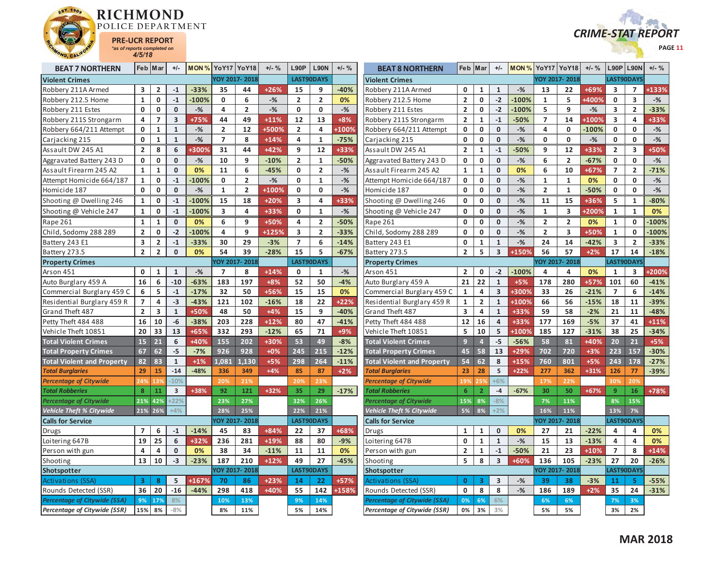# RICHMOND POLICE DEPARTMENT

EST. 1909

**PRE-UCR REPORT**
*as of reports completed on*
**4/5/18**

**CRIME-STAT REPORT**

## BEAT 7 NORTHERN

| BEAT 7 NORTHERN | Feb | Mar | +/- | MON % | YoY17 | YoY18 | +/- % | L90P | L90N | +/- % |
|---|---|---|---|---|---|---|---|---|---|---|
| **Violent Crimes** | | | | | YOY 2017- 2018 | | | LAST90DAYS | | |
| Robbery 211A Armed | 3 | 2 | -1 | -33% | 35 | 44 | +26% | 15 | 9 | -40% |
| Robbery 212.5 Home | 1 | 0 | -1 | -100% | 0 | 6 | -% | 2 | 2 | 0% |
| Robbery 211 Estes | 0 | 0 | 0 | -% | 4 | 2 | -% | 0 | 0 | -% |
| Robbery 211S Strongarm | 4 | 7 | 3 | +75% | 44 | 49 | +11% | 12 | 13 | +8% |
| Robbery 664/211 Attempt | 0 | 1 | 1 | -% | 2 | 12 | +500% | 2 | 4 | +100% |
| Carjacking 215 | 0 | 1 | 1 | -% | 7 | 8 | +14% | 4 | 1 | -75% |
| Assault DW 245 A1 | 2 | 8 | 6 | +300% | 31 | 44 | +42% | 9 | 12 | +33% |
| Aggravated Battery 243 D | 0 | 0 | 0 | -% | 10 | 9 | -10% | 2 | 1 | -50% |
| Assault Firearm 245 A2 | 1 | 1 | 0 | 0% | 11 | 6 | -45% | 0 | 2 | -% |
| Attempt Homicide 664/187 | 1 | 0 | -1 | -100% | 0 | 2 | -% | 0 | 1 | -% |
| Homicide 187 | 0 | 0 | 0 | -% | 1 | 2 | +100% | 0 | 0 | -% |
| Shooting @ Dwelling 246 | 1 | 0 | -1 | -100% | 15 | 18 | +20% | 3 | 4 | +33% |
| Shooting @ Vehicle 247 | 1 | 0 | -1 | -100% | 3 | 4 | +33% | 0 | 1 | -% |
| Rape 261 | 1 | 1 | 0 | 0% | 6 | 9 | +50% | 4 | 2 | -50% |
| Child, Sodomy 288 289 | 2 | 0 | -2 | -100% | 4 | 9 | +125% | 3 | 2 | -33% |
| Battery 243 E1 | 3 | 2 | -1 | -33% | 30 | 29 | -3% | 7 | 6 | -14% |
| Battery 273.5 | 2 | 2 | 0 | 0% | 54 | 39 | -28% | 15 | 5 | -67% |
| **Property Crimes** | | | | | YOY 2017- 2018 | | | LAST90DAYS | | |
| Arson 451 | 0 | 1 | 1 | -% | 7 | 8 | +14% | 0 | 1 | -% |
| Auto Burglary 459 A | 16 | 6 | -10 | -63% | 183 | 197 | +8% | 52 | 50 | -4% |
| Commercial Burglary 459 C | 6 | 5 | -1 | -17% | 32 | 50 | +56% | 15 | 15 | 0% |
| Residential Burglary 459 R | 7 | 4 | -3 | -43% | 121 | 102 | -16% | 18 | 22 | +22% |
| Grand Theft 487 | 2 | 3 | 1 | +50% | 48 | 50 | +4% | 15 | 9 | -40% |
| Petty Theft 484 488 | 16 | 10 | -6 | -38% | 203 | 228 | +12% | 80 | 47 | -41% |
| Vehicle Theft 10851 | 20 | 33 | 13 | +65% | 332 | 293 | -12% | 65 | 71 | +9% |
| **Total Violent Crimes** | 15 | 21 | 6 | +40% | 155 | 202 | +30% | 53 | 49 | -8% |
| **Total Property Crimes** | 67 | 62 | -5 | -7% | 926 | 928 | +0% | 245 | 215 | -12% |
| **Total Violent and Property** | 82 | 83 | 1 | +1% | 1,081 | 1,130 | +5% | 298 | 264 | -11% |
| ***Total Burglaries*** | 29 | 15 | -14 | -48% | 336 | 349 | +4% | 85 | 87 | +2% |
| *Percentage of Citywide* | 24% | 13% | -10% | | 20% | 21% | | 20% | 23% | |
| ***Total Robberies*** | 8 | 11 | 3 | +38% | 92 | 121 | +32% | 35 | 29 | -17% |
| *Percentage of Citywide* | 21% | 42% | +22% | | 23% | 27% | | 32% | 26% | |
| *Vehicle Theft % Citywide* | 21% | 26% | +4% | | 28% | 25% | | 22% | 21% | |
| **Calls for Service** | | | | | YOY 2017- 2018 | | | LAST90DAYS | | |
| Drugs | 7 | 6 | -1 | -14% | 45 | 83 | +84% | 22 | 37 | +68% |
| Loitering 647B | 19 | 25 | 6 | +32% | 236 | 281 | +19% | 88 | 80 | -9% |
| Person with gun | 4 | 4 | 0 | 0% | 38 | 34 | -11% | 11 | 11 | 0% |
| Shooting | 13 | 10 | -3 | -23% | 187 | 210 | +12% | 49 | 27 | -45% |
| **Shotspotter** | | | | | YOY 2017- 2018 | | | LAST90DAYS | | |
| Activations (SSA) | 3 | 8 | 5 | +167% | 70 | 86 | +23% | 14 | 22 | +57% |
| Rounds Detected (SSR) | 36 | 20 | -16 | -44% | 298 | 418 | +40% | 55 | 142 | +158% |
| *Percentage of Citywide (SSA)* | 9% | 17% | 8% | | 10% | 13% | | 9% | 14% | |
| *Percentage of Citywide (SSR)* | 15% | 8% | -8% | | 8% | 11% | | 5% | 14% | |

## BEAT 8 NORTHERN

| BEAT 8 NORTHERN | Feb | Mar | +/- | MON % | YoY17 | YoY18 | +/- % | L90P | L90N | +/- % |
|---|---|---|---|---|---|---|---|---|---|---|
| **Violent Crimes** | | | | | YOY 2017- 2018 | | | LAST90DAYS | | |
| Robbery 211A Armed | 0 | 1 | 1 | -% | 13 | 22 | +69% | 3 | 7 | +133% |
| Robbery 212.5 Home | 2 | 0 | -2 | -100% | 1 | 5 | +400% | 0 | 3 | -% |
| Robbery 211 Estes | 2 | 0 | -2 | -100% | 5 | 9 | -% | 3 | 2 | -33% |
| Robbery 211S Strongarm | 2 | 1 | -1 | -50% | 7 | 14 | +100% | 3 | 4 | +33% |
| Robbery 664/211 Attempt | 0 | 0 | 0 | -% | 4 | 0 | -100% | 0 | 0 | -% |
| Carjacking 215 | 0 | 0 | 0 | -% | 0 | 0 | -% | 0 | 0 | -% |
| Assault DW 245 A1 | 2 | 1 | -1 | -50% | 9 | 12 | +33% | 2 | 3 | +50% |
| Aggravated Battery 243 D | 0 | 0 | 0 | -% | 6 | 2 | -67% | 0 | 0 | -% |
| Assault Firearm 245 A2 | 1 | 1 | 0 | 0% | 6 | 10 | +67% | 7 | 2 | -71% |
| Attempt Homicide 664/187 | 0 | 0 | 0 | -% | 1 | 1 | 0% | 0 | 0 | -% |
| Homicide 187 | 0 | 0 | 0 | -% | 2 | 1 | -50% | 0 | 0 | -% |
| Shooting @ Dwelling 246 | 0 | 0 | 0 | -% | 11 | 15 | +36% | 5 | 1 | -80% |
| Shooting @ Vehicle 247 | 0 | 0 | 0 | -% | 1 | 3 | +200% | 1 | 1 | 0% |
| Rape 261 | 0 | 0 | 0 | -% | 2 | 2 | 0% | 1 | 0 | -100% |
| Child, Sodomy 288 289 | 0 | 0 | 0 | -% | 2 | 3 | +50% | 1 | 0 | -100% |
| Battery 243 E1 | 0 | 1 | 1 | -% | 24 | 14 | -42% | 3 | 2 | -33% |
| Battery 273.5 | 2 | 5 | 3 | +150% | 56 | 57 | +2% | 17 | 14 | -18% |
| **Property Crimes** | | | | | YOY 2017- 2018 | | | LAST90DAYS | | |
| Arson 451 | 2 | 0 | -2 | -100% | 4 | 4 | 0% | 1 | 3 | +200% |
| Auto Burglary 459 A | 21 | 22 | 1 | +5% | 178 | 280 | +57% | 101 | 60 | -41% |
| Commercial Burglary 459 C | 1 | 4 | 3 | +300% | 33 | 26 | -21% | 7 | 6 | -14% |
| Residential Burglary 459 R | 1 | 2 | 1 | +100% | 66 | 56 | -15% | 18 | 11 | -39% |
| Grand Theft 487 | 3 | 4 | 1 | +33% | 59 | 58 | -2% | 21 | 11 | -48% |
| Petty Theft 484 488 | 12 | 16 | 4 | +33% | 177 | 169 | -5% | 37 | 41 | +11% |
| Vehicle Theft 10851 | 5 | 10 | 5 | +100% | 185 | 127 | -31% | 38 | 25 | -34% |
| **Total Violent Crimes** | 9 | 4 | -5 | -56% | 58 | 81 | +40% | 20 | 21 | +5% |
| **Total Property Crimes** | 45 | 58 | 13 | +29% | 702 | 720 | +3% | 223 | 157 | -30% |
| **Total Violent and Property** | 54 | 62 | 8 | +15% | 760 | 801 | +5% | 243 | 178 | -27% |
| ***Total Burglaries*** | 23 | 28 | 5 | +22% | 277 | 362 | +31% | 126 | 77 | -39% |
| *Percentage of Citywide* | 19% | 25% | +6% | | 17% | 22% | | 30% | 20% | |
| ***Total Robberies*** | 6 | 2 | -4 | -67% | 30 | 50 | +67% | 9 | 16 | +78% |
| *Percentage of Citywide* | 15% | 8% | -8% | | 7% | 11% | | 8% | 15% | |
| *Vehicle Theft % Citywide* | 5% | 8% | +2% | | 16% | 11% | | 13% | 7% | |
| **Calls for Service** | | | | | YOY 2017- 2018 | | | LAST90DAYS | | |
| Drugs | 1 | 1 | 0 | 0% | 27 | 21 | -22% | 4 | 4 | 0% |
| Loitering 647B | 0 | 1 | 1 | -% | 15 | 13 | -13% | 4 | 4 | 0% |
| Person with gun | 2 | 1 | -1 | -50% | 21 | 23 | +10% | 7 | 8 | +14% |
| Shooting | 5 | 8 | 3 | +60% | 136 | 105 | -23% | 27 | 20 | -26% |
| **Shotspotter** | | | | | YOY 2017- 2018 | | | LAST90DAYS | | |
| Activations (SSA) | 0 | 3 | 3 | -% | 39 | 38 | -3% | 11 | 5 | -55% |
| Rounds Detected (SSR) | 0 | 8 | 8 | -% | 186 | 189 | +2% | 35 | 24 | -31% |
| *Percentage of Citywide (SSA)* | 0% | 6% | 6% | | 6% | 6% | | 7% | 3% | |
| *Percentage of Citywide (SSR)* | 0% | 3% | 3% | | 5% | 5% | | 3% | 2% | |

**MAR 2018**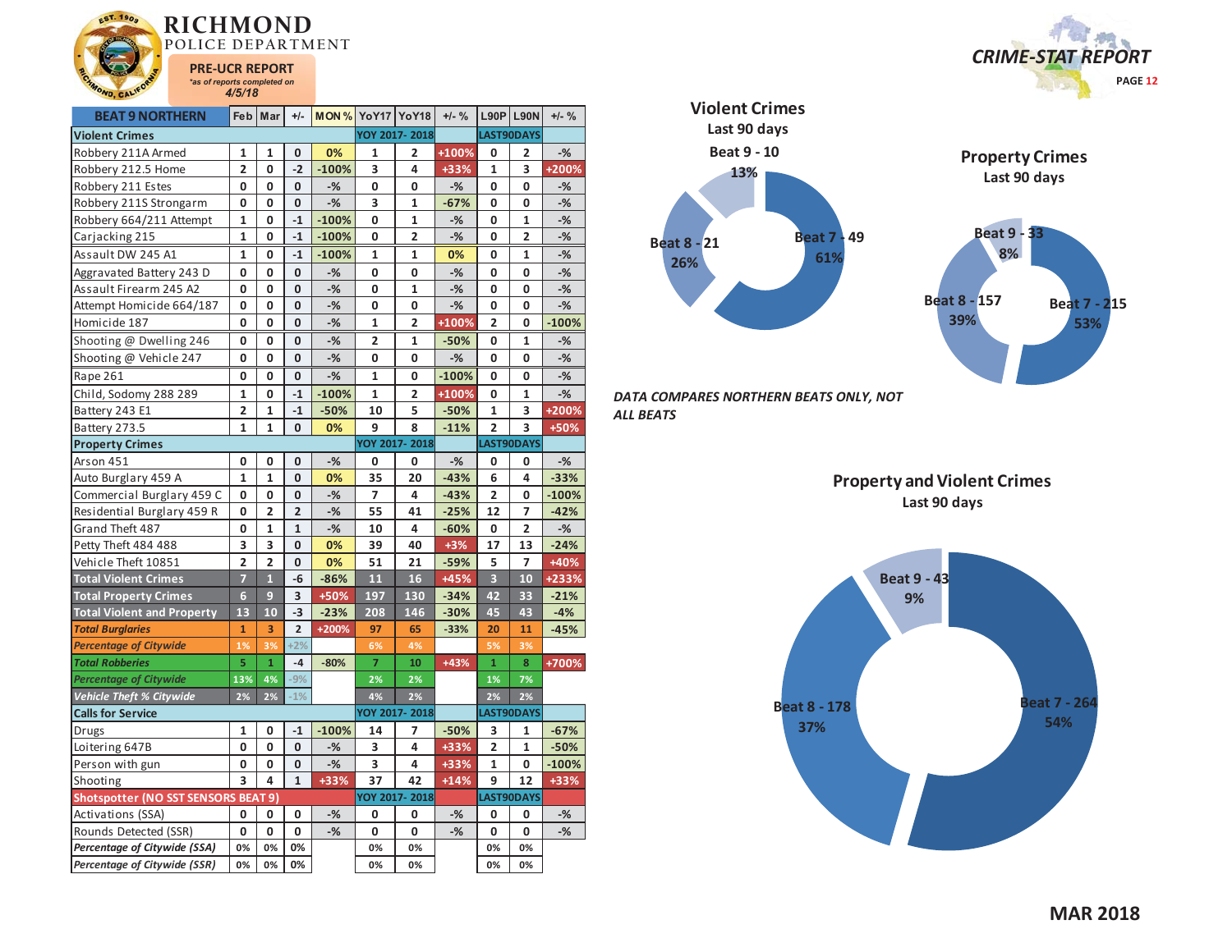# RICHMOND POLICE DEPARTMENT

**PRE-UCR REPORT**
*as of reports completed on*
4/5/18

## CRIME-STAT REPORT

| BEAT 9 NORTHERN | Feb | Mar | +/- | MON % | YoY17 | YoY18 | +/- % | L90P | L90N | +/- % |
|---|---|---|---|---|---|---|---|---|---|---|
| **Violent Crimes** | | | | | YOY 2017- 2018 | | | LAST90DAYS | | |
| Robbery 211A Armed | 1 | 1 | 0 | 0% | 1 | 2 | +100% | 0 | 2 | -% |
| Robbery 212.5 Home | 2 | 0 | -2 | -100% | 3 | 4 | +33% | 1 | 3 | +200% |
| Robbery 211 Estes | 0 | 0 | 0 | -% | 0 | 0 | -% | 0 | 0 | -% |
| Robbery 211S Strongarm | 0 | 0 | 0 | -% | 3 | 1 | -67% | 0 | 0 | -% |
| Robbery 664/211 Attempt | 1 | 0 | -1 | -100% | 0 | 1 | -% | 0 | 1 | -% |
| Carjacking 215 | 1 | 0 | -1 | -100% | 0 | 2 | -% | 0 | 2 | -% |
| Assault DW 245 A1 | 1 | 0 | -1 | -100% | 1 | 1 | 0% | 0 | 1 | -% |
| Aggravated Battery 243 D | 0 | 0 | 0 | -% | 0 | 0 | -% | 0 | 0 | -% |
| Assault Firearm 245 A2 | 0 | 0 | 0 | -% | 0 | 1 | -% | 0 | 0 | -% |
| Attempt Homicide 664/187 | 0 | 0 | 0 | -% | 0 | 0 | -% | 0 | 0 | -% |
| Homicide 187 | 0 | 0 | 0 | -% | 1 | 2 | +100% | 2 | 0 | -100% |
| Shooting @ Dwelling 246 | 0 | 0 | 0 | -% | 2 | 1 | -50% | 0 | 1 | -% |
| Shooting @ Vehicle 247 | 0 | 0 | 0 | -% | 0 | 0 | -% | 0 | 0 | -% |
| Rape 261 | 0 | 0 | 0 | -% | 1 | 0 | -100% | 0 | 0 | -% |
| Child, Sodomy 288 289 | 1 | 0 | -1 | -100% | 1 | 2 | +100% | 0 | 1 | -% |
| Battery 243 E1 | 2 | 1 | -1 | -50% | 10 | 5 | -50% | 1 | 3 | +200% |
| Battery 273.5 | 1 | 1 | 0 | 0% | 9 | 8 | -11% | 2 | 3 | +50% |
| **Property Crimes** | | | | | YOY 2017- 2018 | | | LAST90DAYS | | |
| Arson 451 | 0 | 0 | 0 | -% | 0 | 0 | -% | 0 | 0 | -% |
| Auto Burglary 459 A | 1 | 1 | 0 | 0% | 35 | 20 | -43% | 6 | 4 | -33% |
| Commercial Burglary 459 C | 0 | 0 | 0 | -% | 7 | 4 | -43% | 2 | 0 | -100% |
| Residential Burglary 459 R | 0 | 2 | 2 | -% | 55 | 41 | -25% | 12 | 7 | -42% |
| Grand Theft 487 | 0 | 1 | 1 | -% | 10 | 4 | -60% | 0 | 2 | -% |
| Petty Theft 484 488 | 3 | 3 | 0 | 0% | 39 | 40 | +3% | 17 | 13 | -24% |
| Vehicle Theft 10851 | 2 | 2 | 0 | 0% | 51 | 21 | -59% | 5 | 7 | +40% |
| **Total Violent Crimes** | 7 | 1 | -6 | -86% | 11 | 16 | +45% | 3 | 10 | +233% |
| **Total Property Crimes** | 6 | 9 | 3 | +50% | 197 | 130 | -34% | 42 | 33 | -21% |
| **Total Violent and Property** | 13 | 10 | -3 | -23% | 208 | 146 | -30% | 45 | 43 | -4% |
| ***Total Burglaries*** | 1 | 3 | 2 | +200% | 97 | 65 | -33% | 20 | 11 | -45% |
| ***Percentage of Citywide*** | 1% | 3% | +2% | | 6% | 4% | | 5% | 3% | |
| ***Total Robberies*** | 5 | 1 | -4 | -80% | 7 | 10 | +43% | 1 | 8 | +700% |
| ***Percentage of Citywide*** | 13% | 4% | -9% | | 2% | 2% | | 1% | 7% | |
| ***Vehicle Theft % Citywide*** | 2% | 2% | -1% | | 4% | 2% | | 2% | 2% | |
| **Calls for Service** | | | | | YOY 2017- 2018 | | | LAST90DAYS | | |
| Drugs | 1 | 0 | -1 | -100% | 14 | 7 | -50% | 3 | 1 | -67% |
| Loitering 647B | 0 | 0 | 0 | -% | 3 | 4 | +33% | 2 | 1 | -50% |
| Person with gun | 0 | 0 | 0 | -% | 3 | 4 | +33% | 1 | 0 | -100% |
| Shooting | 3 | 4 | 1 | +33% | 37 | 42 | +14% | 9 | 12 | +33% |
| **Shotspotter (NO SST SENSORS BEAT 9)** | | | | | YOY 2017- 2018 | | | LAST90DAYS | | |
| Activations (SSA) | 0 | 0 | 0 | -% | 0 | 0 | -% | 0 | 0 | -% |
| Rounds Detected (SSR) | 0 | 0 | 0 | -% | 0 | 0 | -% | 0 | 0 | -% |
| ***Percentage of Citywide (SSA)*** | 0% | 0% | 0% | | 0% | 0% | | 0% | 0% | |
| ***Percentage of Citywide (SSR)*** | 0% | 0% | 0% | | 0% | 0% | | 0% | 0% | |

**Violent Crimes**
Last 90 days

Beat 9 - 10
13%
Beat 8 - 21
26%
Beat 7 - 49
61%

**Property Crimes**
Last 90 days

Beat 9 - 33
8%
Beat 8 - 157
39%
Beat 7 - 215
53%

***DATA COMPARES NORTHERN BEATS ONLY, NOT ALL BEATS***

**Property and Violent Crimes**
Last 90 days

Beat 9 - 43
9%
Beat 8 - 178
37%
Beat 7 - 264
54%

**MAR 2018**